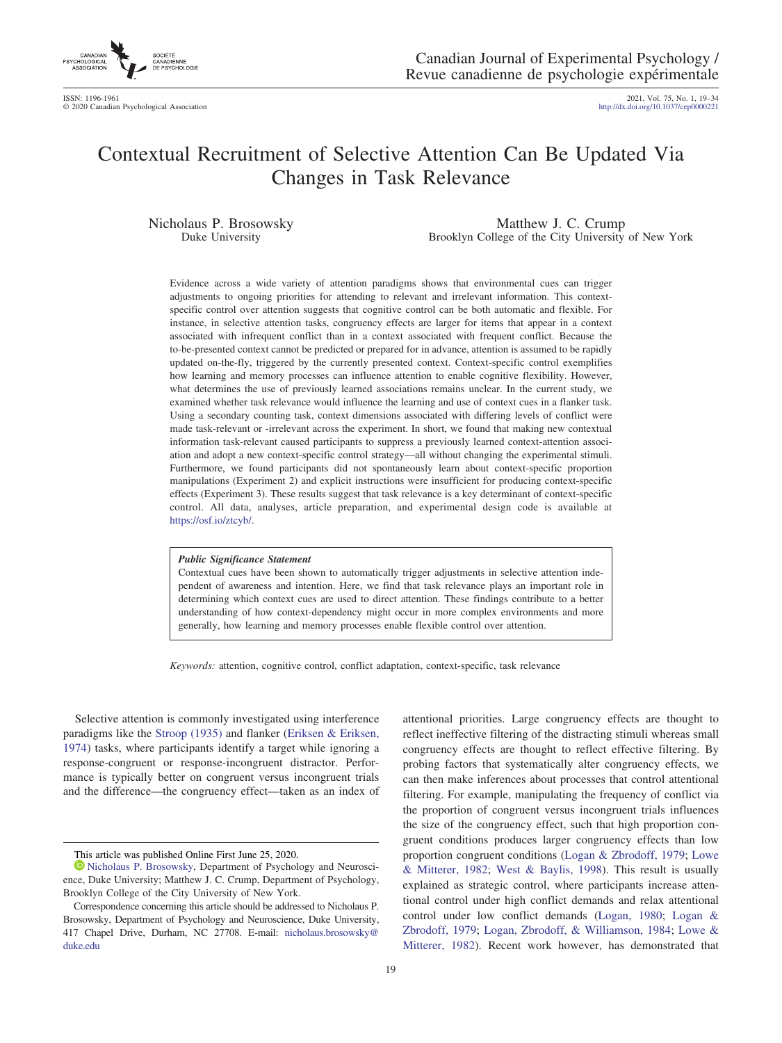# Contextual Recruitment of Selective Attention Can Be Updated Via Changes in Task Relevance

Nicholaus P. Brosowsky
Duke University

Matthew J. C. Crump
Brooklyn College of the City University of New York

Evidence across a wide variety of attention paradigms shows that environmental cues can trigger adjustments to ongoing priorities for attending to relevant and irrelevant information. This context-specific control over attention suggests that cognitive control can be both automatic and flexible. For instance, in selective attention tasks, congruency effects are larger for items that appear in a context associated with infrequent conflict than in a context associated with frequent conflict. Because the to-be-presented context cannot be predicted or prepared for in advance, attention is assumed to be rapidly updated on-the-fly, triggered by the currently presented context. Context-specific control exemplifies how learning and memory processes can influence attention to enable cognitive flexibility. However, what determines the use of previously learned associations remains unclear. In the current study, we examined whether task relevance would influence the learning and use of context cues in a flanker task. Using a secondary counting task, context dimensions associated with differing levels of conflict were made task-relevant or -irrelevant across the experiment. In short, we found that making new contextual information task-relevant caused participants to suppress a previously learned context-attention association and adopt a new context-specific control strategy—all without changing the experimental stimuli. Furthermore, we found participants did not spontaneously learn about context-specific proportion manipulations (Experiment 2) and explicit instructions were insufficient for producing context-specific effects (Experiment 3). These results suggest that task relevance is a key determinant of context-specific control. All data, analyses, article preparation, and experimental design code is available at https://osf.io/ztcyb/.

> ***Public Significance Statement***
>
> Contextual cues have been shown to automatically trigger adjustments in selective attention independent of awareness and intention. Here, we find that task relevance plays an important role in determining which context cues are used to direct attention. These findings contribute to a better understanding of how context-dependency might occur in more complex environments and more generally, how learning and memory processes enable flexible control over attention.

*Keywords:* attention, cognitive control, conflict adaptation, context-specific, task relevance

Selective attention is commonly investigated using interference paradigms like the Stroop (1935) and flanker (Eriksen & Eriksen, 1974) tasks, where participants identify a target while ignoring a response-congruent or response-incongruent distractor. Performance is typically better on congruent versus incongruent trials and the difference—the congruency effect—taken as an index of attentional priorities. Large congruency effects are thought to reflect ineffective filtering of the distracting stimuli whereas small congruency effects are thought to reflect effective filtering. By probing factors that systematically alter congruency effects, we can then make inferences about processes that control attentional filtering. For example, manipulating the frequency of conflict via the proportion of congruent versus incongruent trials influences the size of the congruency effect, such that high proportion congruent conditions produces larger congruency effects than low proportion congruent conditions (Logan & Zbrodoff, 1979; Lowe & Mitterer, 1982; West & Baylis, 1998). This result is usually explained as strategic control, where participants increase attentional control under high conflict demands and relax attentional control under low conflict demands (Logan, 1980; Logan & Zbrodoff, 1979; Logan, Zbrodoff, & Williamson, 1984; Lowe & Mitterer, 1982). Recent work however, has demonstrated that

---

This article was published Online First June 25, 2020.

Nicholaus P. Brosowsky, Department of Psychology and Neuroscience, Duke University; Matthew J. C. Crump, Department of Psychology, Brooklyn College of the City University of New York.

Correspondence concerning this article should be addressed to Nicholaus P. Brosowsky, Department of Psychology and Neuroscience, Duke University, 417 Chapel Drive, Durham, NC 27708. E-mail: nicholaus.brosowsky@duke.edu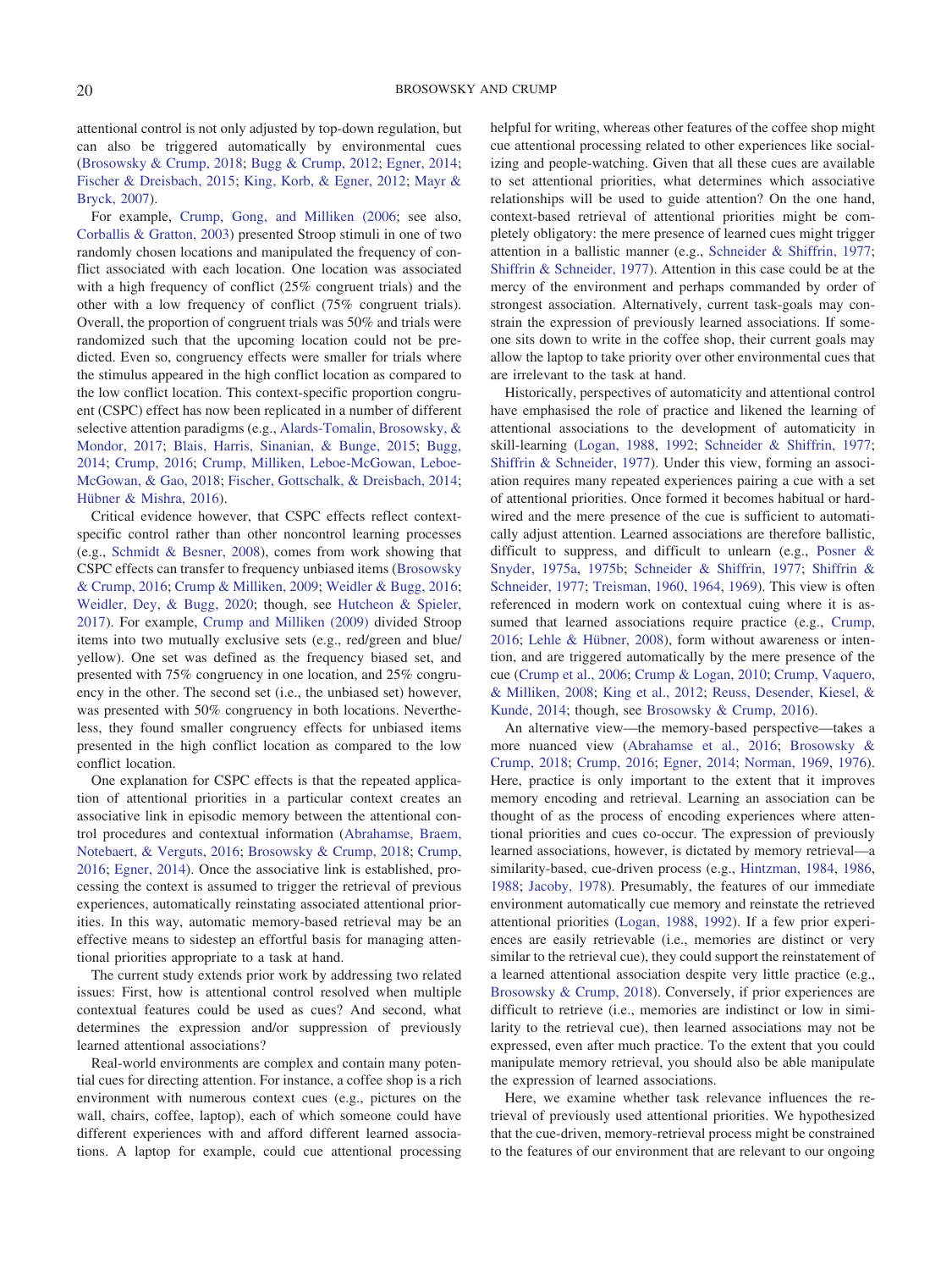attentional control is not only adjusted by top-down regulation, but can also be triggered automatically by environmental cues (Brosowsky & Crump, 2018; Bugg & Crump, 2012; Egner, 2014; Fischer & Dreisbach, 2015; King, Korb, & Egner, 2012; Mayr & Bryck, 2007).

For example, Crump, Gong, and Milliken (2006; see also, Corballis & Gratton, 2003) presented Stroop stimuli in one of two randomly chosen locations and manipulated the frequency of conflict associated with each location. One location was associated with a high frequency of conflict (25% congruent trials) and the other with a low frequency of conflict (75% congruent trials). Overall, the proportion of congruent trials was 50% and trials were randomized such that the upcoming location could not be predicted. Even so, congruency effects were smaller for trials where the stimulus appeared in the high conflict location as compared to the low conflict location. This context-specific proportion congruent (CSPC) effect has now been replicated in a number of different selective attention paradigms (e.g., Alards-Tomalin, Brosowsky, & Mondor, 2017; Blais, Harris, Sinanian, & Bunge, 2015; Bugg, 2014; Crump, 2016; Crump, Milliken, Leboe-McGowan, Leboe-McGowan, & Gao, 2018; Fischer, Gottschalk, & Dreisbach, 2014; Hübner & Mishra, 2016).

Critical evidence however, that CSPC effects reflect context-specific control rather than other noncontrol learning processes (e.g., Schmidt & Besner, 2008), comes from work showing that CSPC effects can transfer to frequency unbiased items (Brosowsky & Crump, 2016; Crump & Milliken, 2009; Weidler & Bugg, 2016; Weidler, Dey, & Bugg, 2020; though, see Hutcheon & Spieler, 2017). For example, Crump and Milliken (2009) divided Stroop items into two mutually exclusive sets (e.g., red/green and blue/yellow). One set was defined as the frequency biased set, and presented with 75% congruency in one location, and 25% congruency in the other. The second set (i.e., the unbiased set) however, was presented with 50% congruency in both locations. Nevertheless, they found smaller congruency effects for unbiased items presented in the high conflict location as compared to the low conflict location.

One explanation for CSPC effects is that the repeated application of attentional priorities in a particular context creates an associative link in episodic memory between the attentional control procedures and contextual information (Abrahamse, Braem, Notebaert, & Verguts, 2016; Brosowsky & Crump, 2018; Crump, 2016; Egner, 2014). Once the associative link is established, processing the context is assumed to trigger the retrieval of previous experiences, automatically reinstating associated attentional priorities. In this way, automatic memory-based retrieval may be an effective means to sidestep an effortful basis for managing attentional priorities appropriate to a task at hand.

The current study extends prior work by addressing two related issues: First, how is attentional control resolved when multiple contextual features could be used as cues? And second, what determines the expression and/or suppression of previously learned attentional associations?

Real-world environments are complex and contain many potential cues for directing attention. For instance, a coffee shop is a rich environment with numerous context cues (e.g., pictures on the wall, chairs, coffee, laptop), each of which someone could have different experiences with and afford different learned associations. A laptop for example, could cue attentional processing helpful for writing, whereas other features of the coffee shop might cue attentional processing related to other experiences like socializing and people-watching. Given that all these cues are available to set attentional priorities, what determines which associative relationships will be used to guide attention? On the one hand, context-based retrieval of attentional priorities might be completely obligatory: the mere presence of learned cues might trigger attention in a ballistic manner (e.g., Schneider & Shiffrin, 1977; Shiffrin & Schneider, 1977). Attention in this case could be at the mercy of the environment and perhaps commanded by order of strongest association. Alternatively, current task-goals may constrain the expression of previously learned associations. If someone sits down to write in the coffee shop, their current goals may allow the laptop to take priority over other environmental cues that are irrelevant to the task at hand.

Historically, perspectives of automaticity and attentional control have emphasised the role of practice and likened the learning of attentional associations to the development of automaticity in skill-learning (Logan, 1988, 1992; Schneider & Shiffrin, 1977; Shiffrin & Schneider, 1977). Under this view, forming an association requires many repeated experiences pairing a cue with a set of attentional priorities. Once formed it becomes habitual or hard-wired and the mere presence of the cue is sufficient to automatically adjust attention. Learned associations are therefore ballistic, difficult to suppress, and difficult to unlearn (e.g., Posner & Snyder, 1975a, 1975b; Schneider & Shiffrin, 1977; Shiffrin & Schneider, 1977; Treisman, 1960, 1964, 1969). This view is often referenced in modern work on contextual cuing where it is assumed that learned associations require practice (e.g., Crump, 2016; Lehle & Hübner, 2008), form without awareness or intention, and are triggered automatically by the mere presence of the cue (Crump et al., 2006; Crump & Logan, 2010; Crump, Vaquero, & Milliken, 2008; King et al., 2012; Reuss, Desender, Kiesel, & Kunde, 2014; though, see Brosowsky & Crump, 2016).

An alternative view—the memory-based perspective—takes a more nuanced view (Abrahamse et al., 2016; Brosowsky & Crump, 2018; Crump, 2016; Egner, 2014; Norman, 1969, 1976). Here, practice is only important to the extent that it improves memory encoding and retrieval. Learning an association can be thought of as the process of encoding experiences where attentional priorities and cues co-occur. The expression of previously learned associations, however, is dictated by memory retrieval—a similarity-based, cue-driven process (e.g., Hintzman, 1984, 1986, 1988; Jacoby, 1978). Presumably, the features of our immediate environment automatically cue memory and reinstate the retrieved attentional priorities (Logan, 1988, 1992). If a few prior experiences are easily retrievable (i.e., memories are distinct or very similar to the retrieval cue), they could support the reinstatement of a learned attentional association despite very little practice (e.g., Brosowsky & Crump, 2018). Conversely, if prior experiences are difficult to retrieve (i.e., memories are indistinct or low in similarity to the retrieval cue), then learned associations may not be expressed, even after much practice. To the extent that you could manipulate memory retrieval, you should also be able manipulate the expression of learned associations.

Here, we examine whether task relevance influences the retrieval of previously used attentional priorities. We hypothesized that the cue-driven, memory-retrieval process might be constrained to the features of our environment that are relevant to our ongoing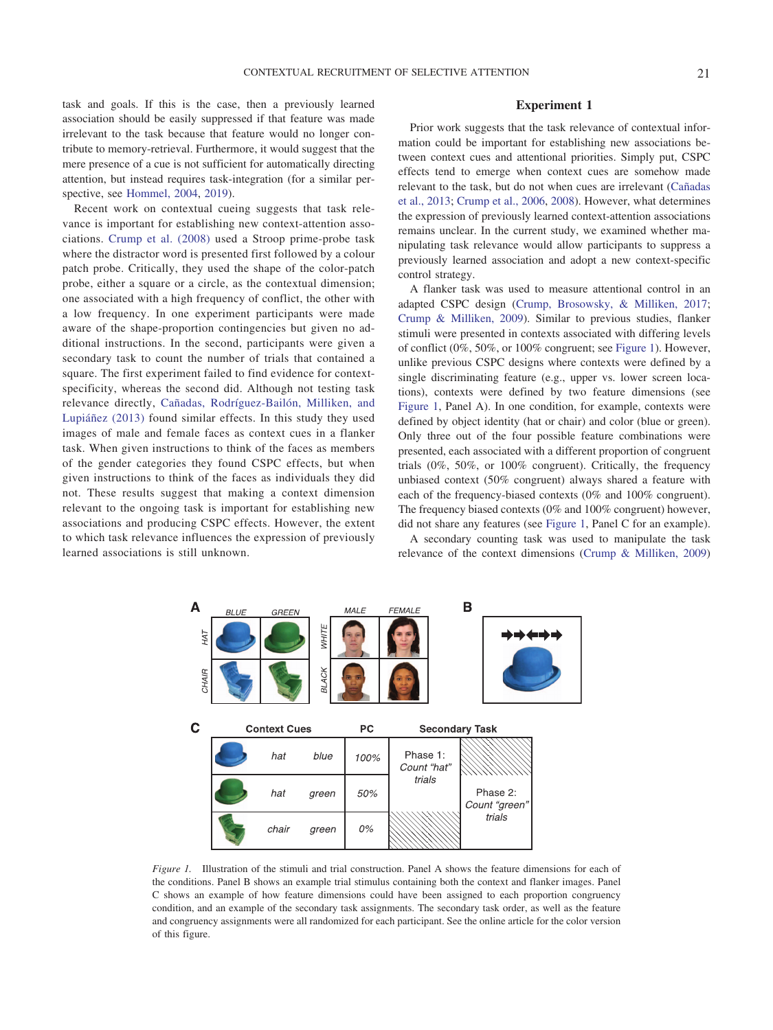task and goals. If this is the case, then a previously learned association should be easily suppressed if that feature was made irrelevant to the task because that feature would no longer contribute to memory-retrieval. Furthermore, it would suggest that the mere presence of a cue is not sufficient for automatically directing attention, but instead requires task-integration (for a similar perspective, see Hommel, 2004, 2019).

Recent work on contextual cueing suggests that task relevance is important for establishing new context-attention associations. Crump et al. (2008) used a Stroop prime-probe task where the distractor word is presented first followed by a colour patch probe. Critically, they used the shape of the color-patch probe, either a square or a circle, as the contextual dimension; one associated with a high frequency of conflict, the other with a low frequency. In one experiment participants were made aware of the shape-proportion contingencies but given no additional instructions. In the second, participants were given a secondary task to count the number of trials that contained a square. The first experiment failed to find evidence for context-specificity, whereas the second did. Although not testing task relevance directly, Cañadas, Rodríguez-Bailón, Milliken, and Lupiáñez (2013) found similar effects. In this study they used images of male and female faces as context cues in a flanker task. When given instructions to think of the faces as members of the gender categories they found CSPC effects, but when given instructions to think of the faces as individuals they did not. These results suggest that making a context dimension relevant to the ongoing task is important for establishing new associations and producing CSPC effects. However, the extent to which task relevance influences the expression of previously learned associations is still unknown.

## Experiment 1

Prior work suggests that the task relevance of contextual information could be important for establishing new associations between context cues and attentional priorities. Simply put, CSPC effects tend to emerge when context cues are somehow made relevant to the task, but do not when cues are irrelevant (Cañadas et al., 2013; Crump et al., 2006, 2008). However, what determines the expression of previously learned context-attention associations remains unclear. In the current study, we examined whether manipulating task relevance would allow participants to suppress a previously learned association and adopt a new context-specific control strategy.

A flanker task was used to measure attentional control in an adapted CSPC design (Crump, Brosowsky, & Milliken, 2017; Crump & Milliken, 2009). Similar to previous studies, flanker stimuli were presented in contexts associated with differing levels of conflict (0%, 50%, or 100% congruent; see Figure 1). However, unlike previous CSPC designs where contexts were defined by a single discriminating feature (e.g., upper vs. lower screen locations), contexts were defined by two feature dimensions (see Figure 1, Panel A). In one condition, for example, contexts were defined by object identity (hat or chair) and color (blue or green). Only three out of the four possible feature combinations were presented, each associated with a different proportion of congruent trials (0%, 50%, or 100% congruent). Critically, the frequency unbiased context (50% congruent) always shared a feature with each of the frequency-biased contexts (0% and 100% congruent). The frequency biased contexts (0% and 100% congruent) however, did not share any features (see Figure 1, Panel C for an example).

A secondary counting task was used to manipulate the task relevance of the context dimensions (Crump & Milliken, 2009)

*Figure 1.* Illustration of the stimuli and trial construction. Panel A shows the feature dimensions for each of the conditions. Panel B shows an example trial stimulus containing both the context and flanker images. Panel C shows an example of how feature dimensions could have been assigned to each proportion congruency condition, and an example of the secondary task assignments. The secondary task order, as well as the feature and congruency assignments were all randomized for each participant. See the online article for the color version of this figure.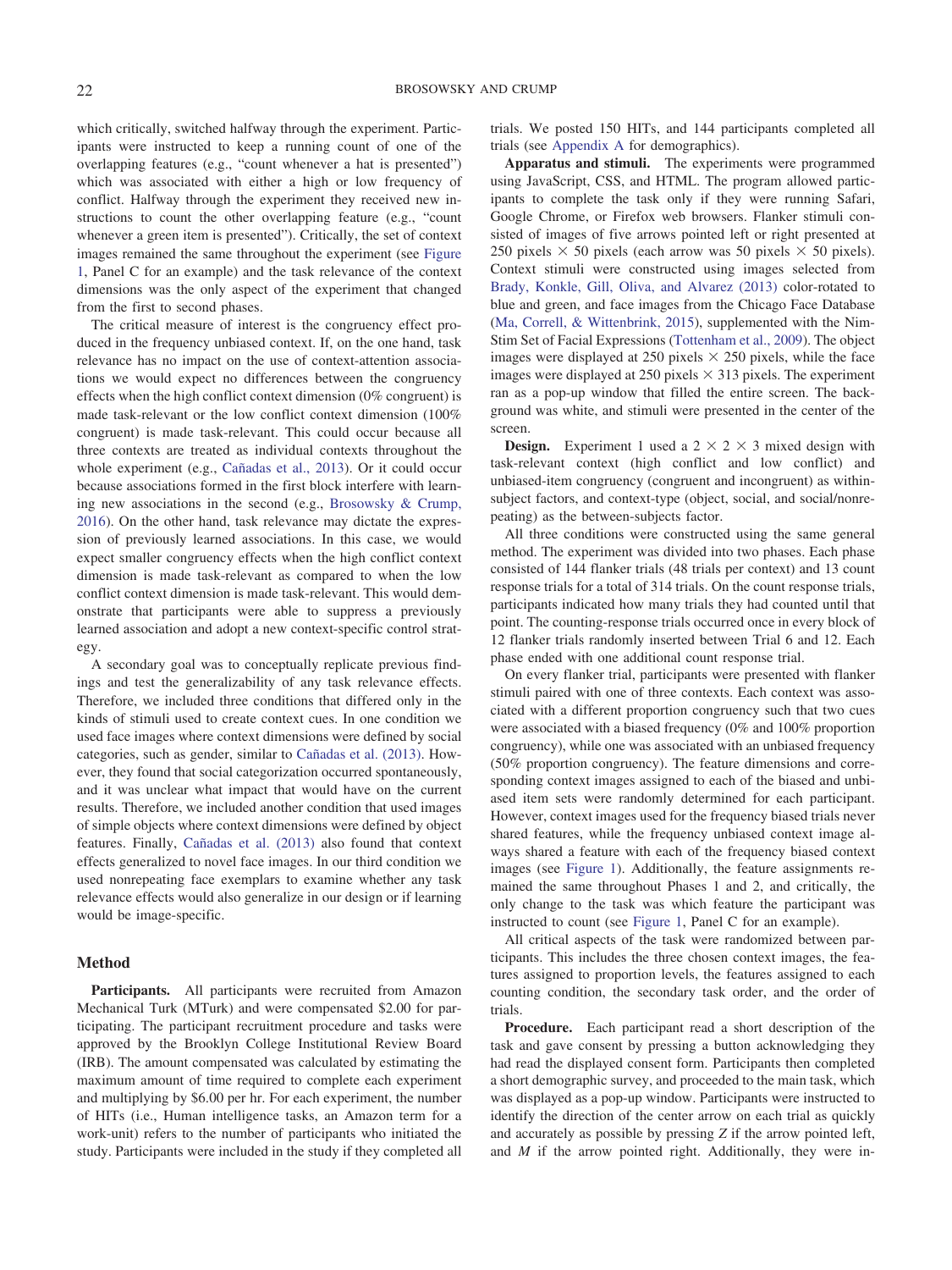which critically, switched halfway through the experiment. Participants were instructed to keep a running count of one of the overlapping features (e.g., "count whenever a hat is presented") which was associated with either a high or low frequency of conflict. Halfway through the experiment they received new instructions to count the other overlapping feature (e.g., "count whenever a green item is presented"). Critically, the set of context images remained the same throughout the experiment (see Figure 1, Panel C for an example) and the task relevance of the context dimensions was the only aspect of the experiment that changed from the first to second phases.

The critical measure of interest is the congruency effect produced in the frequency unbiased context. If, on the one hand, task relevance has no impact on the use of context-attention associations we would expect no differences between the congruency effects when the high conflict context dimension (0% congruent) is made task-relevant or the low conflict context dimension (100% congruent) is made task-relevant. This could occur because all three contexts are treated as individual contexts throughout the whole experiment (e.g., Cañadas et al., 2013). Or it could occur because associations formed in the first block interfere with learning new associations in the second (e.g., Brosowsky & Crump, 2016). On the other hand, task relevance may dictate the expression of previously learned associations. In this case, we would expect smaller congruency effects when the high conflict context dimension is made task-relevant as compared to when the low conflict context dimension is made task-relevant. This would demonstrate that participants were able to suppress a previously learned association and adopt a new context-specific control strategy.

A secondary goal was to conceptually replicate previous findings and test the generalizability of any task relevance effects. Therefore, we included three conditions that differed only in the kinds of stimuli used to create context cues. In one condition we used face images where context dimensions were defined by social categories, such as gender, similar to Cañadas et al. (2013). However, they found that social categorization occurred spontaneously, and it was unclear what impact that would have on the current results. Therefore, we included another condition that used images of simple objects where context dimensions were defined by object features. Finally, Cañadas et al. (2013) also found that context effects generalized to novel face images. In our third condition we used nonrepeating face exemplars to examine whether any task relevance effects would also generalize in our design or if learning would be image-specific.

## Method

**Participants.** All participants were recruited from Amazon Mechanical Turk (MTurk) and were compensated $2.00 for participating. The participant recruitment procedure and tasks were approved by the Brooklyn College Institutional Review Board (IRB). The amount compensated was calculated by estimating the maximum amount of time required to complete each experiment and multiplying by $6.00 per hr. For each experiment, the number of HITs (i.e., Human intelligence tasks, an Amazon term for a work-unit) refers to the number of participants who initiated the study. Participants were included in the study if they completed all trials. We posted 150 HITs, and 144 participants completed all trials (see Appendix A for demographics).

**Apparatus and stimuli.** The experiments were programmed using JavaScript, CSS, and HTML. The program allowed participants to complete the task only if they were running Safari, Google Chrome, or Firefox web browsers. Flanker stimuli consisted of images of five arrows pointed left or right presented at 250 pixels × 50 pixels (each arrow was 50 pixels × 50 pixels). Context stimuli were constructed using images selected from Brady, Konkle, Gill, Oliva, and Alvarez (2013) color-rotated to blue and green, and face images from the Chicago Face Database (Ma, Correll, & Wittenbrink, 2015), supplemented with the Nim-Stim Set of Facial Expressions (Tottenham et al., 2009). The object images were displayed at 250 pixels × 250 pixels, while the face images were displayed at 250 pixels × 313 pixels. The experiment ran as a pop-up window that filled the entire screen. The background was white, and stimuli were presented in the center of the screen.

**Design.** Experiment 1 used a 2 × 2 × 3 mixed design with task-relevant context (high conflict and low conflict) and unbiased-item congruency (congruent and incongruent) as within-subject factors, and context-type (object, social, and social/nonrepeating) as the between-subjects factor.

All three conditions were constructed using the same general method. The experiment was divided into two phases. Each phase consisted of 144 flanker trials (48 trials per context) and 13 count response trials for a total of 314 trials. On the count response trials, participants indicated how many trials they had counted until that point. The counting-response trials occurred once in every block of 12 flanker trials randomly inserted between Trial 6 and 12. Each phase ended with one additional count response trial.

On every flanker trial, participants were presented with flanker stimuli paired with one of three contexts. Each context was associated with a different proportion congruency such that two cues were associated with a biased frequency (0% and 100% proportion congruency), while one was associated with an unbiased frequency (50% proportion congruency). The feature dimensions and corresponding context images assigned to each of the biased and unbiased item sets were randomly determined for each participant. However, context images used for the frequency biased trials never shared features, while the frequency unbiased context image always shared a feature with each of the frequency biased context images (see Figure 1). Additionally, the feature assignments remained the same throughout Phases 1 and 2, and critically, the only change to the task was which feature the participant was instructed to count (see Figure 1, Panel C for an example).

All critical aspects of the task were randomized between participants. This includes the three chosen context images, the features assigned to proportion levels, the features assigned to each counting condition, the secondary task order, and the order of trials.

**Procedure.** Each participant read a short description of the task and gave consent by pressing a button acknowledging they had read the displayed consent form. Participants then completed a short demographic survey, and proceeded to the main task, which was displayed as a pop-up window. Participants were instructed to identify the direction of the center arrow on each trial as quickly and accurately as possible by pressing *Z* if the arrow pointed left, and *M* if the arrow pointed right. Additionally, they were in-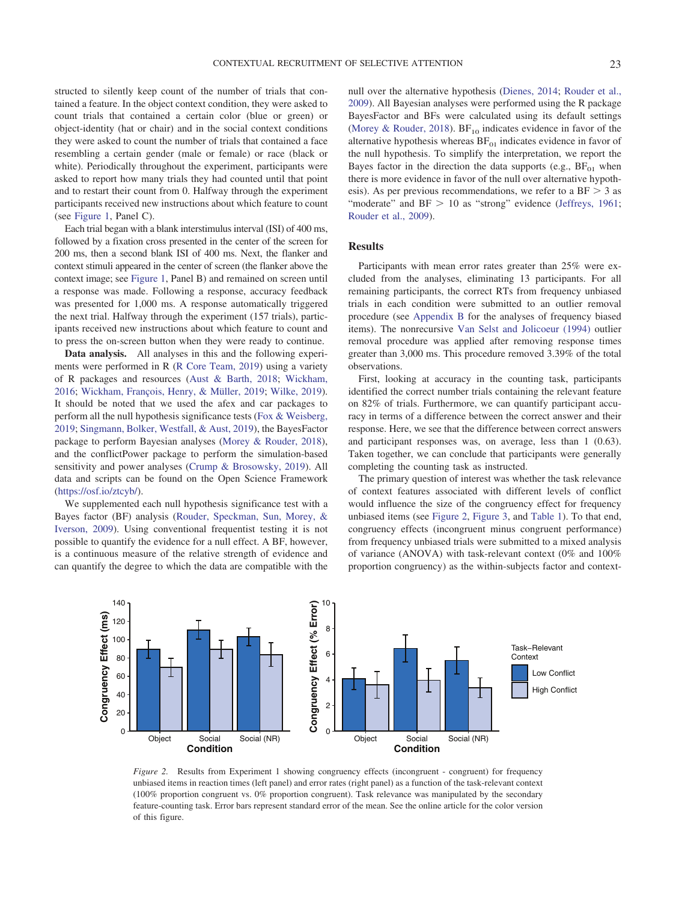structed to silently keep count of the number of trials that contained a feature. In the object context condition, they were asked to count trials that contained a certain color (blue or green) or object-identity (hat or chair) and in the social context conditions they were asked to count the number of trials that contained a face resembling a certain gender (male or female) or race (black or white). Periodically throughout the experiment, participants were asked to report how many trials they had counted until that point and to restart their count from 0. Halfway through the experiment participants received new instructions about which feature to count (see Figure 1, Panel C).

Each trial began with a blank interstimulus interval (ISI) of 400 ms, followed by a fixation cross presented in the center of the screen for 200 ms, then a second blank ISI of 400 ms. Next, the flanker and context stimuli appeared in the center of screen (the flanker above the context image; see Figure 1, Panel B) and remained on screen until a response was made. Following a response, accuracy feedback was presented for 1,000 ms. A response automatically triggered the next trial. Halfway through the experiment (157 trials), participants received new instructions about which feature to count and to press the on-screen button when they were ready to continue.

**Data analysis.** All analyses in this and the following experiments were performed in R (R Core Team, 2019) using a variety of R packages and resources (Aust & Barth, 2018; Wickham, 2016; Wickham, François, Henry, & Müller, 2019; Wilke, 2019). It should be noted that we used the afex and car packages to perform all the null hypothesis significance tests (Fox & Weisberg, 2019; Singmann, Bolker, Westfall, & Aust, 2019), the BayesFactor package to perform Bayesian analyses (Morey & Rouder, 2018), and the conflictPower package to perform the simulation-based sensitivity and power analyses (Crump & Brosowsky, 2019). All data and scripts can be found on the Open Science Framework (https://osf.io/ztcyb/).

We supplemented each null hypothesis significance test with a Bayes factor (BF) analysis (Rouder, Speckman, Sun, Morey, & Iverson, 2009). Using conventional frequentist testing it is not possible to quantify the evidence for a null effect. A BF, however, is a continuous measure of the relative strength of evidence and can quantify the degree to which the data are compatible with the null over the alternative hypothesis (Dienes, 2014; Rouder et al., 2009). All Bayesian analyses were performed using the R package BayesFactor and BFs were calculated using its default settings (Morey & Rouder, 2018). $BF_{10}$ indicates evidence in favor of the alternative hypothesis whereas $BF_{01}$ indicates evidence in favor of the null hypothesis. To simplify the interpretation, we report the Bayes factor in the direction the data supports (e.g., $BF_{01}$ when there is more evidence in favor of the null over alternative hypothesis). As per previous recommendations, we refer to a $BF > 3$ as "moderate" and $BF > 10$ as "strong" evidence (Jeffreys, 1961; Rouder et al., 2009).

## Results

Participants with mean error rates greater than 25% were excluded from the analyses, eliminating 13 participants. For all remaining participants, the correct RTs from frequency unbiased trials in each condition were submitted to an outlier removal procedure (see Appendix B for the analyses of frequency biased items). The nonrecursive Van Selst and Jolicoeur (1994) outlier removal procedure was applied after removing response times greater than 3,000 ms. This procedure removed 3.39% of the total observations.

First, looking at accuracy in the counting task, participants identified the correct number trials containing the relevant feature on 82% of trials. Furthermore, we can quantify participant accuracy in terms of a difference between the correct answer and their response. Here, we see that the difference between correct answers and participant responses was, on average, less than 1 (0.63). Taken together, we can conclude that participants were generally completing the counting task as instructed.

The primary question of interest was whether the task relevance of context features associated with different levels of conflict would influence the size of the congruency effect for frequency unbiased items (see Figure 2, Figure 3, and Table 1). To that end, congruency effects (incongruent minus congruent performance) from frequency unbiased trials were submitted to a mixed analysis of variance (ANOVA) with task-relevant context (0% and 100% proportion congruency) as the within-subjects factor and context-

*Figure 2.* Results from Experiment 1 showing congruency effects (incongruent - congruent) for frequency unbiased items in reaction times (left panel) and error rates (right panel) as a function of the task-relevant context (100% proportion congruent vs. 0% proportion congruent). Task relevance was manipulated by the secondary feature-counting task. Error bars represent standard error of the mean. See the online article for the color version of this figure.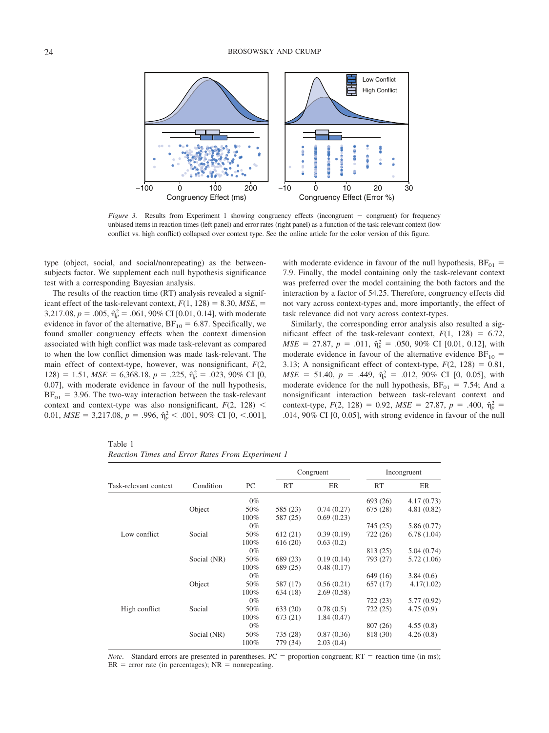*Figure 3.* Results from Experiment 1 showing congruency effects (incongruent − congruent) for frequency unbiased items in reaction times (left panel) and error rates (right panel) as a function of the task-relevant context (low conflict vs. high conflict) collapsed over context type. See the online article for the color version of this figure.

type (object, social, and social/nonrepeating) as the between-subjects factor. We supplement each null hypothesis significance test with a corresponding Bayesian analysis.

The results of the reaction time (RT) analysis revealed a significant effect of the task-relevant context, $F(1, 128) = 8.30$, $MSE = 3{,}217.08$, $p = .005$, $\hat{\eta}_p^2 = .061$, 90% CI [0.01, 0.14], with moderate evidence in favor of the alternative, $BF_{10} = 6.87$. Specifically, we found smaller congruency effects when the context dimension associated with high conflict was made task-relevant as compared to when the low conflict dimension was made task-relevant. The main effect of context-type, however, was nonsignificant, $F(2, 128) = 1.51$, $MSE = 6{,}368.18$, $p = .225$, $\hat{\eta}_p^2 = .023$, 90% CI [0, 0.07], with moderate evidence in favour of the null hypothesis, $BF_{01} = 3.96$. The two-way interaction between the task-relevant context and context-type was also nonsignificant, $F(2, 128) < 0.01$, $MSE = 3{,}217.08$, $p = .996$, $\hat{\eta}_p^2 < .001$, 90% CI [0, <.001], with moderate evidence in favour of the null hypothesis, $BF_{01} = 7.9$. Finally, the model containing only the task-relevant context was preferred over the model containing the both factors and the interaction by a factor of 54.25. Therefore, congruency effects did not vary across context-types and, more importantly, the effect of task relevance did not vary across context-types.

Similarly, the corresponding error analysis also resulted a significant effect of the task-relevant context, $F(1, 128) = 6.72$, $MSE = 27.87$, $p = .011$, $\hat{\eta}_p^2 = .050$, 90% CI [0.01, 0.12], with moderate evidence in favour of the alternative evidence $BF_{10} = 3.13$; A nonsignificant effect of context-type, $F(2, 128) = 0.81$, $MSE = 51.40$, $p = .449$, $\hat{\eta}_p^2 = .012$, 90% CI [0, 0.05], with moderate evidence for the null hypothesis, $BF_{01} = 7.54$; And a nonsignificant interaction between task-relevant context and context-type, $F(2, 128) = 0.92$, $MSE = 27.87$, $p = .400$, $\hat{\eta}_p^2 = .014$, 90% CI [0, 0.05], with strong evidence in favour of the null

Table 1
*Reaction Times and Error Rates From Experiment 1*

| Task-relevant context | Condition | PC | Congruent RT | Congruent ER | Incongruent RT | Incongruent ER |
|---|---|---|---|---|---|---|
| Low conflict | Object | 0% | | | 693 (26) | 4.17 (0.73) |
| | | 50% | 585 (23) | 0.74 (0.27) | 675 (28) | 4.81 (0.82) |
| | | 100% | 587 (25) | 0.69 (0.23) | | |
| | Social | 0% | | | 745 (25) | 5.86 (0.77) |
| | | 50% | 612 (21) | 0.39 (0.19) | 722 (26) | 6.78 (1.04) |
| | | 100% | 616 (20) | 0.63 (0.2) | | |
| | Social (NR) | 0% | | | 813 (25) | 5.04 (0.74) |
| | | 50% | 689 (23) | 0.19 (0.14) | 793 (27) | 5.72 (1.06) |
| | | 100% | 689 (25) | 0.48 (0.17) | | |
| High conflict | Object | 0% | | | 649 (16) | 3.84 (0.6) |
| | | 50% | 587 (17) | 0.56 (0.21) | 657 (17) | 4.17(1.02) |
| | | 100% | 634 (18) | 2.69 (0.58) | | |
| | Social | 0% | | | 722 (23) | 5.77 (0.92) |
| | | 50% | 633 (20) | 0.78 (0.5) | 722 (25) | 4.75 (0.9) |
| | | 100% | 673 (21) | 1.84 (0.47) | | |
| | Social (NR) | 0% | | | 807 (26) | 4.55 (0.8) |
| | | 50% | 735 (28) | 0.87 (0.36) | 818 (30) | 4.26 (0.8) |
| | | 100% | 779 (34) | 2.03 (0.4) | | |

*Note.* Standard errors are presented in parentheses. PC = proportion congruent; RT = reaction time (in ms); ER = error rate (in percentages); NR = nonrepeating.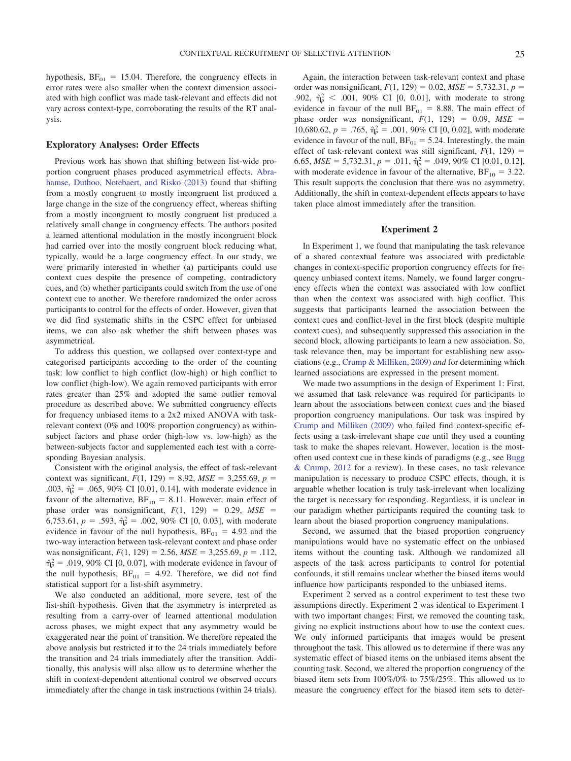hypothesis, $BF_{01} = 15.04$. Therefore, the congruency effects in error rates were also smaller when the context dimension associated with high conflict was made task-relevant and effects did not vary across context-type, corroborating the results of the RT analysis.

### Exploratory Analyses: Order Effects

Previous work has shown that shifting between list-wide proportion congruent phases produced asymmetrical effects. Abrahamse, Duthoo, Notebaert, and Risko (2013) found that shifting from a mostly congruent to mostly incongruent list produced a large change in the size of the congruency effect, whereas shifting from a mostly incongruent to mostly congruent list produced a relatively small change in congruency effects. The authors posited a learned attentional modulation in the mostly incongruent block had carried over into the mostly congruent block reducing what, typically, would be a large congruency effect. In our study, we were primarily interested in whether (a) participants could use context cues despite the presence of competing, contradictory cues, and (b) whether participants could switch from the use of one context cue to another. We therefore randomized the order across participants to control for the effects of order. However, given that we did find systematic shifts in the CSPC effect for unbiased items, we can also ask whether the shift between phases was asymmetrical.

To address this question, we collapsed over context-type and categorised participants according to the order of the counting task: low conflict to high conflict (low-high) or high conflict to low conflict (high-low). We again removed participants with error rates greater than 25% and adopted the same outlier removal procedure as described above. We submitted congruency effects for frequency unbiased items to a 2x2 mixed ANOVA with task-relevant context (0% and 100% proportion congruency) as within-subject factors and phase order (high-low vs. low-high) as the between-subjects factor and supplemented each test with a corresponding Bayesian analysis.

Consistent with the original analysis, the effect of task-relevant context was significant, $F(1, 129) = 8.92$, $MSE = 3{,}255.69$, $p = .003$, $\hat{\eta}_p^2 = .065$, 90% CI [0.01, 0.14], with moderate evidence in favour of the alternative, $BF_{10} = 8.11$. However, main effect of phase order was nonsignificant, $F(1, 129) = 0.29$, $MSE = 6{,}753.61$, $p = .593$, $\hat{\eta}_p^2 = .002$, 90% CI [0, 0.03], with moderate evidence in favour of the null hypothesis, $BF_{01} = 4.92$ and the two-way interaction between task-relevant context and phase order was nonsignificant, $F(1, 129) = 2.56$, $MSE = 3{,}255.69$, $p = .112$, $\hat{\eta}_p^2 = .019$, 90% CI [0, 0.07], with moderate evidence in favour of the null hypothesis, $BF_{01} = 4.92$. Therefore, we did not find statistical support for a list-shift asymmetry.

We also conducted an additional, more severe, test of the list-shift hypothesis. Given that the asymmetry is interpreted as resulting from a carry-over of learned attentional modulation across phases, we might expect that any asymmetry would be exaggerated near the point of transition. We therefore repeated the above analysis but restricted it to the 24 trials immediately before the transition and 24 trials immediately after the transition. Additionally, this analysis will also allow us to determine whether the shift in context-dependent attentional control we observed occurs immediately after the change in task instructions (within 24 trials).

Again, the interaction between task-relevant context and phase order was nonsignificant, $F(1, 129) = 0.02$, $MSE = 5{,}732.31$, $p = .902$, $\hat{\eta}_p^2 < .001$, 90% CI [0, 0.01], with moderate to strong evidence in favour of the null $BF_{01} = 8.88$. The main effect of phase order was nonsignificant, $F(1, 129) = 0.09$, $MSE = 10{,}680.62$, $p = .765$, $\hat{\eta}_p^2 = .001$, 90% CI [0, 0.02], with moderate evidence in favour of the null, $BF_{01} = 5.24$. Interestingly, the main effect of task-relevant context was still significant, $F(1, 129) = 6.65$, $MSE = 5{,}732.31$, $p = .011$, $\hat{\eta}_p^2 = .049$, 90% CI [0.01, 0.12], with moderate evidence in favour of the alternative, $BF_{10} = 3.22$. This result supports the conclusion that there was no asymmetry. Additionally, the shift in context-dependent effects appears to have taken place almost immediately after the transition.

## Experiment 2

In Experiment 1, we found that manipulating the task relevance of a shared contextual feature was associated with predictable changes in context-specific proportion congruency effects for frequency unbiased context items. Namely, we found larger congruency effects when the context was associated with low conflict than when the context was associated with high conflict. This suggests that participants learned the association between the context cues and conflict-level in the first block (despite multiple context cues), and subsequently suppressed this association in the second block, allowing participants to learn a new association. So, task relevance then, may be important for establishing new associations (e.g., Crump & Milliken, 2009) *and* for determining which learned associations are expressed in the present moment.

We made two assumptions in the design of Experiment 1: First, we assumed that task relevance was required for participants to learn about the associations between context cues and the biased proportion congruency manipulations. Our task was inspired by Crump and Milliken (2009) who failed find context-specific effects using a task-irrelevant shape cue until they used a counting task to make the shapes relevant. However, location is the most-often used context cue in these kinds of paradigms (e.g., see Bugg & Crump, 2012 for a review). In these cases, no task relevance manipulation is necessary to produce CSPC effects, though, it is arguable whether location is truly task-irrelevant when localizing the target is necessary for responding. Regardless, it is unclear in our paradigm whether participants required the counting task to learn about the biased proportion congruency manipulations.

Second, we assumed that the biased proportion congruency manipulations would have no systematic effect on the unbiased items without the counting task. Although we randomized all aspects of the task across participants to control for potential confounds, it still remains unclear whether the biased items would influence how participants responded to the unbiased items.

Experiment 2 served as a control experiment to test these two assumptions directly. Experiment 2 was identical to Experiment 1 with two important changes: First, we removed the counting task, giving no explicit instructions about how to use the context cues. We only informed participants that images would be present throughout the task. This allowed us to determine if there was any systematic effect of biased items on the unbiased items absent the counting task. Second, we altered the proportion congruency of the biased item sets from 100%/0% to 75%/25%. This allowed us to measure the congruency effect for the biased item sets to deter-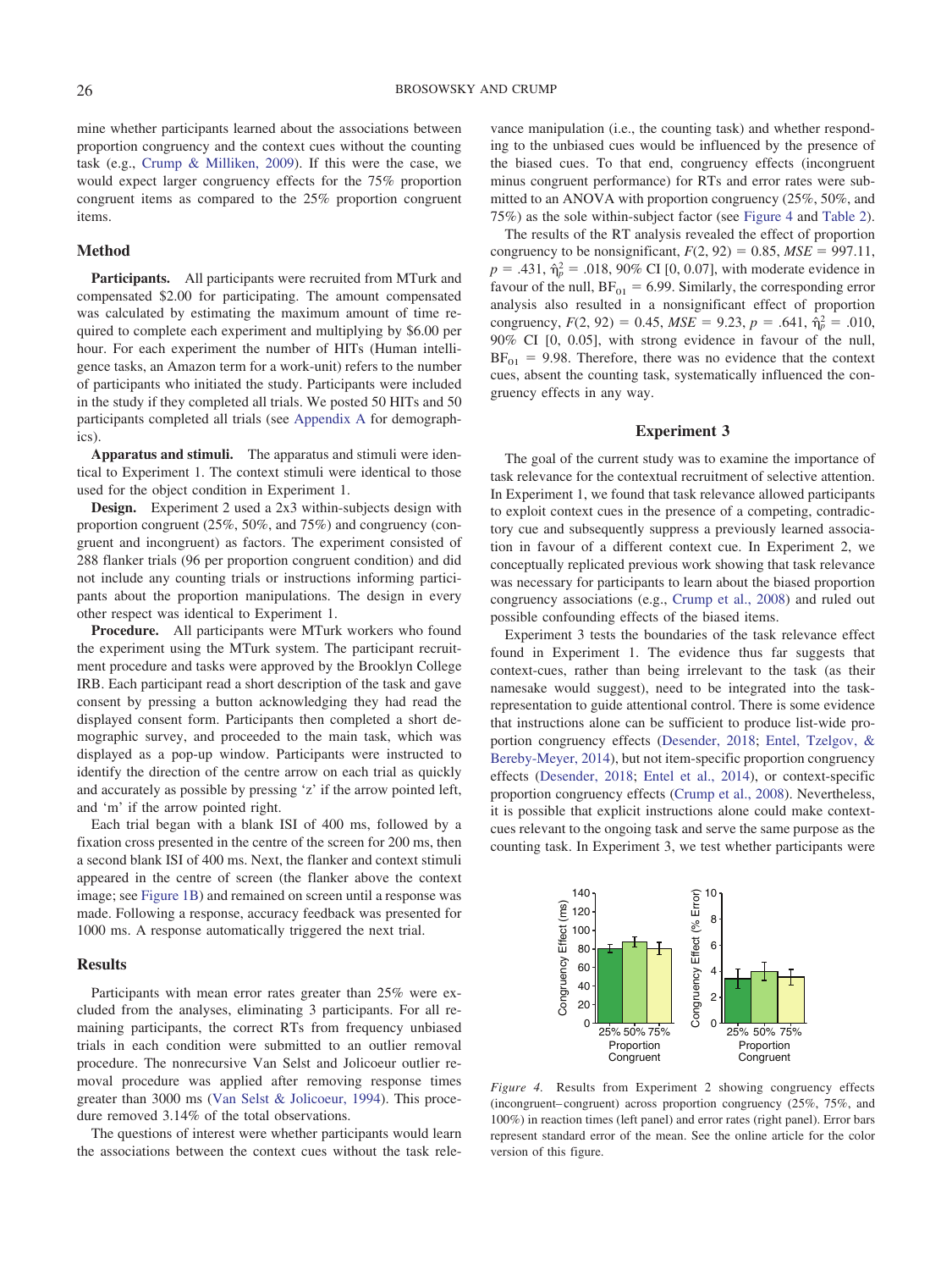mine whether participants learned about the associations between proportion congruency and the context cues without the counting task (e.g., Crump & Milliken, 2009). If this were the case, we would expect larger congruency effects for the 75% proportion congruent items as compared to the 25% proportion congruent items.

## Method

**Participants.** All participants were recruited from MTurk and compensated $2.00 for participating. The amount compensated was calculated by estimating the maximum amount of time required to complete each experiment and multiplying by $6.00 per hour. For each experiment the number of HITs (Human intelligence tasks, an Amazon term for a work-unit) refers to the number of participants who initiated the study. Participants were included in the study if they completed all trials. We posted 50 HITs and 50 participants completed all trials (see Appendix A for demographics).

**Apparatus and stimuli.** The apparatus and stimuli were identical to Experiment 1. The context stimuli were identical to those used for the object condition in Experiment 1.

**Design.** Experiment 2 used a 2x3 within-subjects design with proportion congruent (25%, 50%, and 75%) and congruency (congruent and incongruent) as factors. The experiment consisted of 288 flanker trials (96 per proportion congruent condition) and did not include any counting trials or instructions informing participants about the proportion manipulations. The design in every other respect was identical to Experiment 1.

**Procedure.** All participants were MTurk workers who found the experiment using the MTurk system. The participant recruitment procedure and tasks were approved by the Brooklyn College IRB. Each participant read a short description of the task and gave consent by pressing a button acknowledging they had read the displayed consent form. Participants then completed a short demographic survey, and proceeded to the main task, which was displayed as a pop-up window. Participants were instructed to identify the direction of the centre arrow on each trial as quickly and accurately as possible by pressing 'z' if the arrow pointed left, and 'm' if the arrow pointed right.

Each trial began with a blank ISI of 400 ms, followed by a fixation cross presented in the centre of the screen for 200 ms, then a second blank ISI of 400 ms. Next, the flanker and context stimuli appeared in the centre of screen (the flanker above the context image; see Figure 1B) and remained on screen until a response was made. Following a response, accuracy feedback was presented for 1000 ms. A response automatically triggered the next trial.

## Results

Participants with mean error rates greater than 25% were excluded from the analyses, eliminating 3 participants. For all remaining participants, the correct RTs from frequency unbiased trials in each condition were submitted to an outlier removal procedure. The nonrecursive Van Selst and Jolicoeur outlier removal procedure was applied after removing response times greater than 3000 ms (Van Selst & Jolicoeur, 1994). This procedure removed 3.14% of the total observations.

The questions of interest were whether participants would learn the associations between the context cues without the task relevance manipulation (i.e., the counting task) and whether responding to the unbiased cues would be influenced by the presence of the biased cues. To that end, congruency effects (incongruent minus congruent performance) for RTs and error rates were submitted to an ANOVA with proportion congruency (25%, 50%, and 75%) as the sole within-subject factor (see Figure 4 and Table 2).

The results of the RT analysis revealed the effect of proportion congruency to be nonsignificant, $F(2, 92) = 0.85$, $MSE = 997.11$, $p = .431$, $\hat{\eta}_p^2 = .018$, 90% CI [0, 0.07], with moderate evidence in favour of the null, $BF_{01} = 6.99$. Similarly, the corresponding error analysis also resulted in a nonsignificant effect of proportion congruency, $F(2, 92) = 0.45$, $MSE = 9.23$, $p = .641$, $\hat{\eta}_p^2 = .010$, 90% CI [0, 0.05], with strong evidence in favour of the null, $BF_{01} = 9.98$. Therefore, there was no evidence that the context cues, absent the counting task, systematically influenced the congruency effects in any way.

## Experiment 3

The goal of the current study was to examine the importance of task relevance for the contextual recruitment of selective attention. In Experiment 1, we found that task relevance allowed participants to exploit context cues in the presence of a competing, contradictory cue and subsequently suppress a previously learned association in favour of a different context cue. In Experiment 2, we conceptually replicated previous work showing that task relevance was necessary for participants to learn about the biased proportion congruency associations (e.g., Crump et al., 2008) and ruled out possible confounding effects of the biased items.

Experiment 3 tests the boundaries of the task relevance effect found in Experiment 1. The evidence thus far suggests that context-cues, rather than being irrelevant to the task (as their namesake would suggest), need to be integrated into the task-representation to guide attentional control. There is some evidence that instructions alone can be sufficient to produce list-wide proportion congruency effects (Desender, 2018; Entel, Tzelgov, & Bereby-Meyer, 2014), but not item-specific proportion congruency effects (Desender, 2018; Entel et al., 2014), or context-specific proportion congruency effects (Crump et al., 2008). Nevertheless, it is possible that explicit instructions alone could make context-cues relevant to the ongoing task and serve the same purpose as the counting task. In Experiment 3, we test whether participants were

*Figure 4.* Results from Experiment 2 showing congruency effects (incongruent–congruent) across proportion congruency (25%, 75%, and 100%) in reaction times (left panel) and error rates (right panel). Error bars represent standard error of the mean. See the online article for the color version of this figure.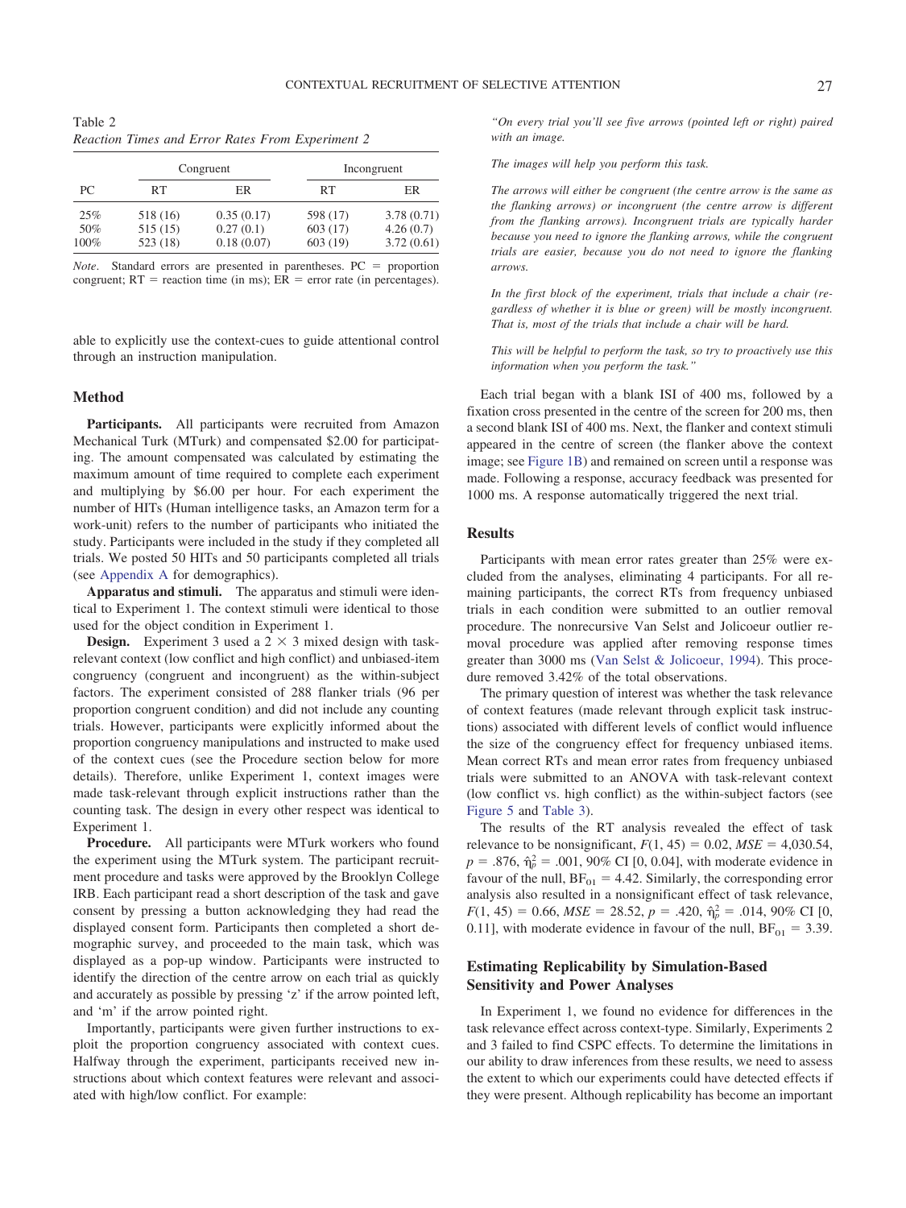Table 2
*Reaction Times and Error Rates From Experiment 2*

| PC | Congruent | | Incongruent | |
|---|---|---|---|---|
| | RT | ER | RT | ER |
| 25% | 518 (16) | 0.35 (0.17) | 598 (17) | 3.78 (0.71) |
| 50% | 515 (15) | 0.27 (0.1) | 603 (17) | 4.26 (0.7) |
| 100% | 523 (18) | 0.18 (0.07) | 603 (19) | 3.72 (0.61) |

*Note*. Standard errors are presented in parentheses. PC = proportion congruent; RT = reaction time (in ms); ER = error rate (in percentages).

able to explicitly use the context-cues to guide attentional control through an instruction manipulation.

## Method

**Participants.** All participants were recruited from Amazon Mechanical Turk (MTurk) and compensated $2.00 for participating. The amount compensated was calculated by estimating the maximum amount of time required to complete each experiment and multiplying by $6.00 per hour. For each experiment the number of HITs (Human intelligence tasks, an Amazon term for a work-unit) refers to the number of participants who initiated the study. Participants were included in the study if they completed all trials. We posted 50 HITs and 50 participants completed all trials (see Appendix A for demographics).

**Apparatus and stimuli.** The apparatus and stimuli were identical to Experiment 1. The context stimuli were identical to those used for the object condition in Experiment 1.

**Design.** Experiment 3 used a 2 × 3 mixed design with task-relevant context (low conflict and high conflict) and unbiased-item congruency (congruent and incongruent) as the within-subject factors. The experiment consisted of 288 flanker trials (96 per proportion congruent condition) and did not include any counting trials. However, participants were explicitly informed about the proportion congruency manipulations and instructed to make used of the context cues (see the Procedure section below for more details). Therefore, unlike Experiment 1, context images were made task-relevant through explicit instructions rather than the counting task. The design in every other respect was identical to Experiment 1.

**Procedure.** All participants were MTurk workers who found the experiment using the MTurk system. The participant recruitment procedure and tasks were approved by the Brooklyn College IRB. Each participant read a short description of the task and gave consent by pressing a button acknowledging they had read the displayed consent form. Participants then completed a short demographic survey, and proceeded to the main task, which was displayed as a pop-up window. Participants were instructed to identify the direction of the centre arrow on each trial as quickly and accurately as possible by pressing 'z' if the arrow pointed left, and 'm' if the arrow pointed right.

Importantly, participants were given further instructions to exploit the proportion congruency associated with context cues. Halfway through the experiment, participants received new instructions about which context features were relevant and associated with high/low conflict. For example:

> *"On every trial you'll see five arrows (pointed left or right) paired with an image.*
>
> *The images will help you perform this task.*
>
> *The arrows will either be congruent (the centre arrow is the same as the flanking arrows) or incongruent (the centre arrow is different from the flanking arrows). Incongruent trials are typically harder because you need to ignore the flanking arrows, while the congruent trials are easier, because you do not need to ignore the flanking arrows.*
>
> *In the first block of the experiment, trials that include a chair (regardless of whether it is blue or green) will be mostly incongruent. That is, most of the trials that include a chair will be hard.*
>
> *This will be helpful to perform the task, so try to proactively use this information when you perform the task."*

Each trial began with a blank ISI of 400 ms, followed by a fixation cross presented in the centre of the screen for 200 ms, then a second blank ISI of 400 ms. Next, the flanker and context stimuli appeared in the centre of screen (the flanker above the context image; see Figure 1B) and remained on screen until a response was made. Following a response, accuracy feedback was presented for 1000 ms. A response automatically triggered the next trial.

## Results

Participants with mean error rates greater than 25% were excluded from the analyses, eliminating 4 participants. For all remaining participants, the correct RTs from frequency unbiased trials in each condition were submitted to an outlier removal procedure. The nonrecursive Van Selst and Jolicoeur outlier removal procedure was applied after removing response times greater than 3000 ms (Van Selst & Jolicoeur, 1994). This procedure removed 3.42% of the total observations.

The primary question of interest was whether the task relevance of context features (made relevant through explicit task instructions) associated with different levels of conflict would influence the size of the congruency effect for frequency unbiased items. Mean correct RTs and mean error rates from frequency unbiased trials were submitted to an ANOVA with task-relevant context (low conflict vs. high conflict) as the within-subject factors (see Figure 5 and Table 3).

The results of the RT analysis revealed the effect of task relevance to be nonsignificant, $F(1, 45) = 0.02$, $MSE = 4{,}030.54$, $p = .876$, $\hat{\eta}_p^2 = .001$, 90% CI [0, 0.04], with moderate evidence in favour of the null, $BF_{01} = 4.42$. Similarly, the corresponding error analysis also resulted in a nonsignificant effect of task relevance, $F(1, 45) = 0.66$, $MSE = 28.52$, $p = .420$, $\hat{\eta}_p^2 = .014$, 90% CI [0, 0.11], with moderate evidence in favour of the null, $BF_{01} = 3.39$.

## Estimating Replicability by Simulation-Based Sensitivity and Power Analyses

In Experiment 1, we found no evidence for differences in the task relevance effect across context-type. Similarly, Experiments 2 and 3 failed to find CSPC effects. To determine the limitations in our ability to draw inferences from these results, we need to assess the extent to which our experiments could have detected effects if they were present. Although replicability has become an important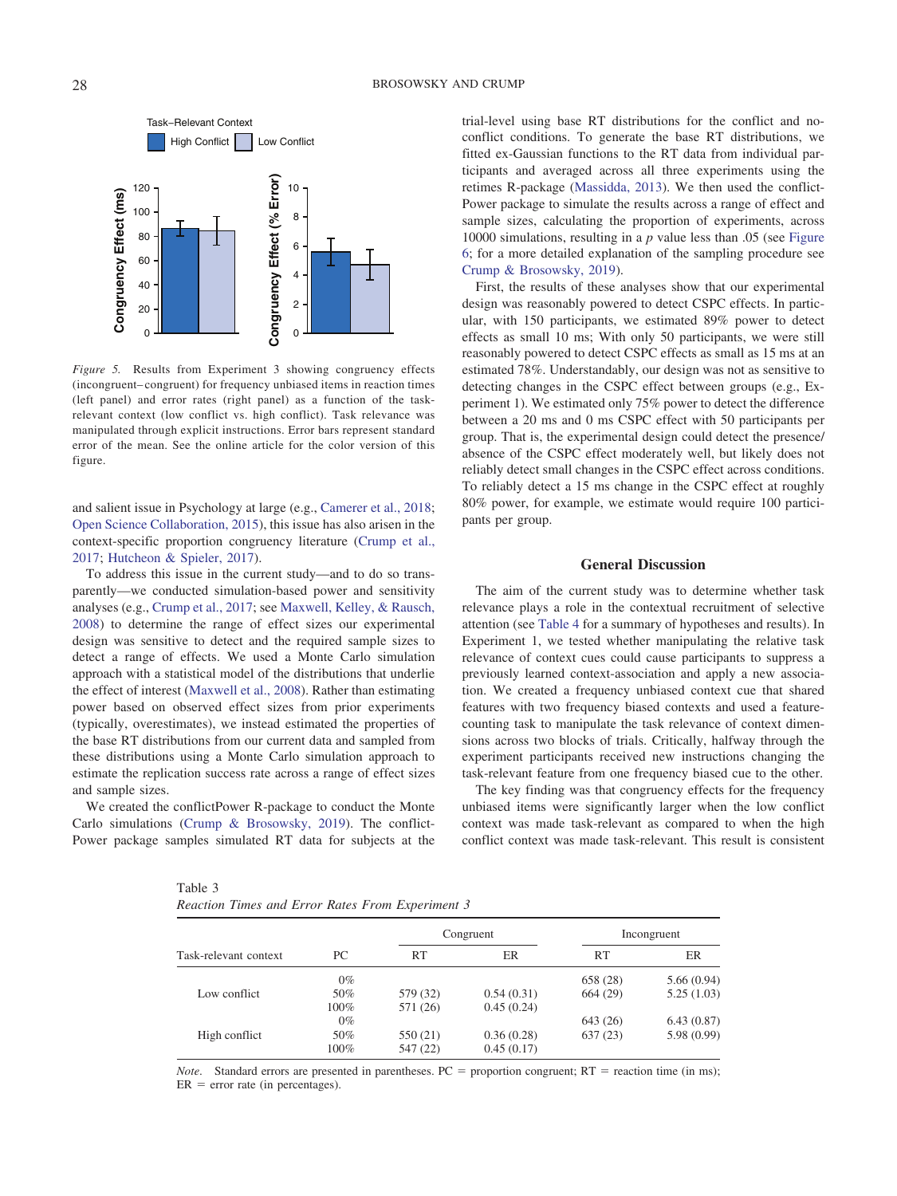*Figure 5.* Results from Experiment 3 showing congruency effects (incongruent–congruent) for frequency unbiased items in reaction times (left panel) and error rates (right panel) as a function of the task-relevant context (low conflict vs. high conflict). Task relevance was manipulated through explicit instructions. Error bars represent standard error of the mean. See the online article for the color version of this figure.

and salient issue in Psychology at large (e.g., Camerer et al., 2018; Open Science Collaboration, 2015), this issue has also arisen in the context-specific proportion congruency literature (Crump et al., 2017; Hutcheon & Spieler, 2017).

To address this issue in the current study—and to do so transparently—we conducted simulation-based power and sensitivity analyses (e.g., Crump et al., 2017; see Maxwell, Kelley, & Rausch, 2008) to determine the range of effect sizes our experimental design was sensitive to detect and the required sample sizes to detect a range of effects. We used a Monte Carlo simulation approach with a statistical model of the distributions that underlie the effect of interest (Maxwell et al., 2008). Rather than estimating power based on observed effect sizes from prior experiments (typically, overestimates), we instead estimated the properties of the base RT distributions from our current data and sampled from these distributions using a Monte Carlo simulation approach to estimate the replication success rate across a range of effect sizes and sample sizes.

We created the conflictPower R-package to conduct the Monte Carlo simulations (Crump & Brosowsky, 2019). The conflictPower package samples simulated RT data for subjects at the trial-level using base RT distributions for the conflict and no-conflict conditions. To generate the base RT distributions, we fitted ex-Gaussian functions to the RT data from individual participants and averaged across all three experiments using the retimes R-package (Massidda, 2013). We then used the conflictPower package to simulate the results across a range of effect and sample sizes, calculating the proportion of experiments, across 10000 simulations, resulting in a *p* value less than .05 (see Figure 6; for a more detailed explanation of the sampling procedure see Crump & Brosowsky, 2019).

First, the results of these analyses show that our experimental design was reasonably powered to detect CSPC effects. In particular, with 150 participants, we estimated 89% power to detect effects as small 10 ms; With only 50 participants, we were still reasonably powered to detect CSPC effects as small as 15 ms at an estimated 78%. Understandably, our design was not as sensitive to detecting changes in the CSPC effect between groups (e.g., Experiment 1). We estimated only 75% power to detect the difference between a 20 ms and 0 ms CSPC effect with 50 participants per group. That is, the experimental design could detect the presence/absence of the CSPC effect moderately well, but likely does not reliably detect small changes in the CSPC effect across conditions. To reliably detect a 15 ms change in the CSPC effect at roughly 80% power, for example, we estimate would require 100 participants per group.

## General Discussion

The aim of the current study was to determine whether task relevance plays a role in the contextual recruitment of selective attention (see Table 4 for a summary of hypotheses and results). In Experiment 1, we tested whether manipulating the relative task relevance of context cues could cause participants to suppress a previously learned context-association and apply a new association. We created a frequency unbiased context cue that shared features with two frequency biased contexts and used a feature-counting task to manipulate the task relevance of context dimensions across two blocks of trials. Critically, halfway through the experiment participants received new instructions changing the task-relevant feature from one frequency biased cue to the other.

The key finding was that congruency effects for the frequency unbiased items were significantly larger when the low conflict context was made task-relevant as compared to when the high conflict context was made task-relevant. This result is consistent

Table 3
*Reaction Times and Error Rates From Experiment 3*

| Task-relevant context | PC | Congruent | | Incongruent | |
|---|---|---|---|---|---|
| | | RT | ER | RT | ER |
| Low conflict | 0% | | | 658 (28) | 5.66 (0.94) |
| | 50% | 579 (32) | 0.54 (0.31) | 664 (29) | 5.25 (1.03) |
| | 100% | 571 (26) | 0.45 (0.24) | | |
| High conflict | 0% | | | 643 (26) | 6.43 (0.87) |
| | 50% | 550 (21) | 0.36 (0.28) | 637 (23) | 5.98 (0.99) |
| | 100% | 547 (22) | 0.45 (0.17) | | |

*Note.* Standard errors are presented in parentheses. PC = proportion congruent; RT = reaction time (in ms); ER = error rate (in percentages).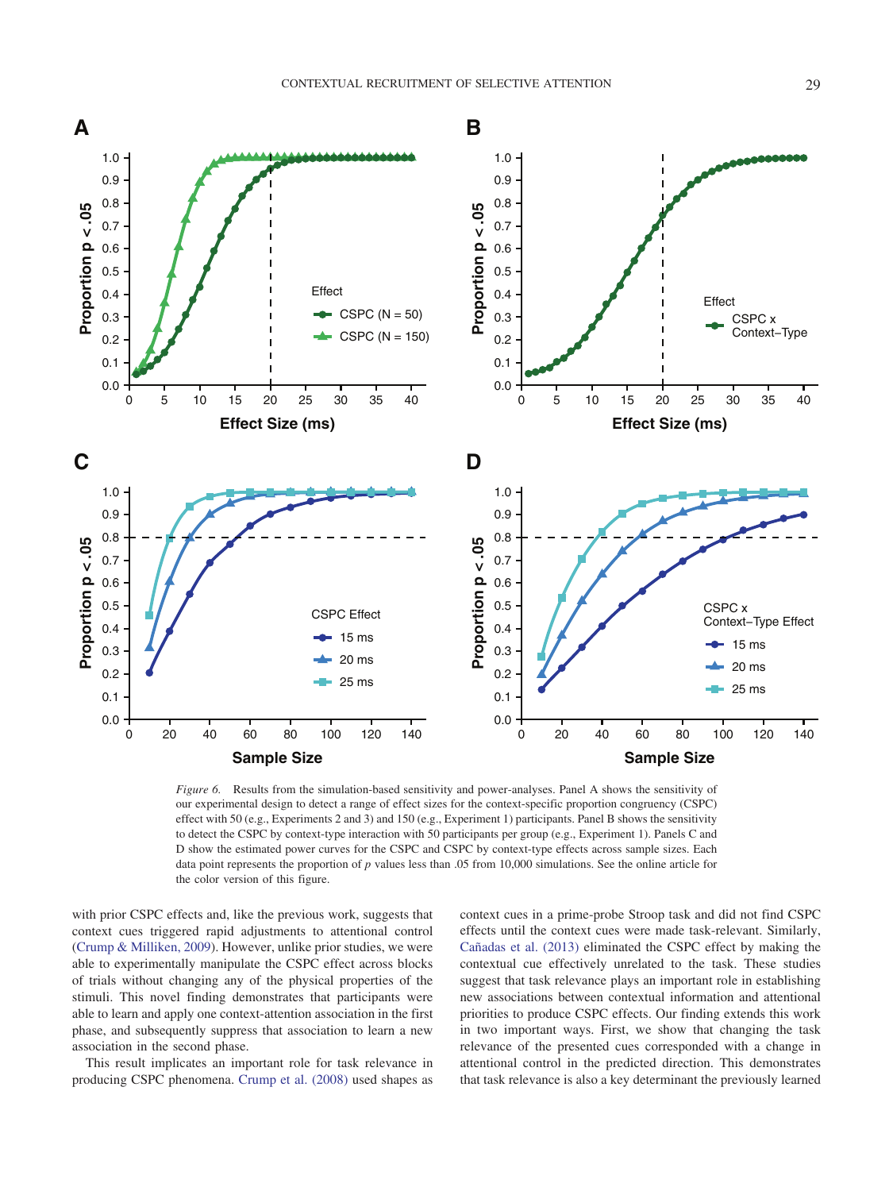*Figure 6.* Results from the simulation-based sensitivity and power-analyses. Panel A shows the sensitivity of our experimental design to detect a range of effect sizes for the context-specific proportion congruency (CSPC) effect with 50 (e.g., Experiments 2 and 3) and 150 (e.g., Experiment 1) participants. Panel B shows the sensitivity to detect the CSPC by context-type interaction with 50 participants per group (e.g., Experiment 1). Panels C and D show the estimated power curves for the CSPC and CSPC by context-type effects across sample sizes. Each data point represents the proportion of $p$ values less than .05 from 10,000 simulations. See the online article for the color version of this figure.

with prior CSPC effects and, like the previous work, suggests that context cues triggered rapid adjustments to attentional control (Crump & Milliken, 2009). However, unlike prior studies, we were able to experimentally manipulate the CSPC effect across blocks of trials without changing any of the physical properties of the stimuli. This novel finding demonstrates that participants were able to learn and apply one context-attention association in the first phase, and subsequently suppress that association to learn a new association in the second phase.

This result implicates an important role for task relevance in producing CSPC phenomena. Crump et al. (2008) used shapes as context cues in a prime-probe Stroop task and did not find CSPC effects until the context cues were made task-relevant. Similarly, Cañadas et al. (2013) eliminated the CSPC effect by making the contextual cue effectively unrelated to the task. These studies suggest that task relevance plays an important role in establishing new associations between contextual information and attentional priorities to produce CSPC effects. Our finding extends this work in two important ways. First, we show that changing the task relevance of the presented cues corresponded with a change in attentional control in the predicted direction. This demonstrates that task relevance is also a key determinant the previously learned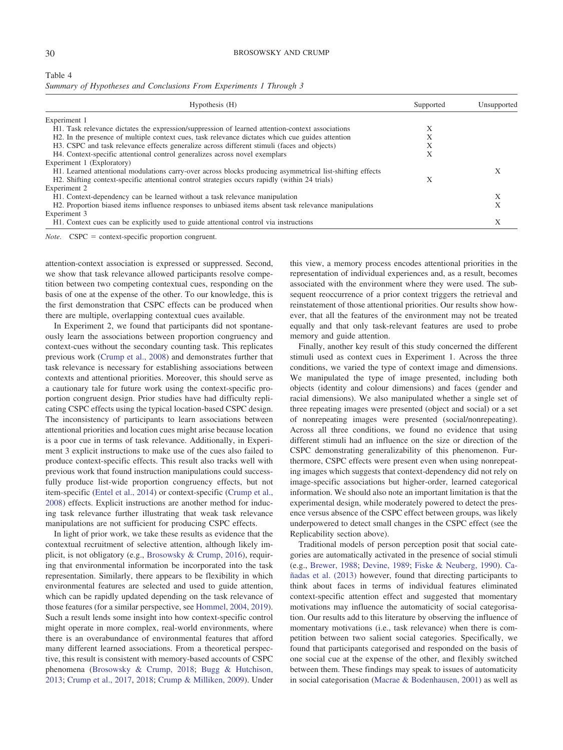Table 4
*Summary of Hypotheses and Conclusions From Experiments 1 Through 3*

| Hypothesis (H) | Supported | Unsupported |
|---|---|---|
| Experiment 1 | | |
| H1. Task relevance dictates the expression/suppression of learned attention-context associations | X | |
| H2. In the presence of multiple context cues, task relevance dictates which cue guides attention | X | |
| H3. CSPC and task relevance effects generalize across different stimuli (faces and objects) | X | |
| H4. Context-specific attentional control generalizes across novel exemplars | X | |
| Experiment 1 (Exploratory) | | |
| H1. Learned attentional modulations carry-over across blocks producing asymmetrical list-shifting effects | | X |
| H2. Shifting context-specific attentional control strategies occurs rapidly (within 24 trials) | X | |
| Experiment 2 | | |
| H1. Context-dependency can be learned without a task relevance manipulation | | X |
| H2. Proportion biased items influence responses to unbiased items absent task relevance manipulations | | X |
| Experiment 3 | | |
| H1. Context cues can be explicitly used to guide attentional control via instructions | | X |

*Note*. CSPC = context-specific proportion congruent.

attention-context association is expressed or suppressed. Second, we show that task relevance allowed participants resolve competition between two competing contextual cues, responding on the basis of one at the expense of the other. To our knowledge, this is the first demonstration that CSPC effects can be produced when there are multiple, overlapping contextual cues available.

In Experiment 2, we found that participants did not spontaneously learn the associations between proportion congruency and context-cues without the secondary counting task. This replicates previous work (Crump et al., 2008) and demonstrates further that task relevance is necessary for establishing associations between contexts and attentional priorities. Moreover, this should serve as a cautionary tale for future work using the context-specific proportion congruent design. Prior studies have had difficulty replicating CSPC effects using the typical location-based CSPC design. The inconsistency of participants to learn associations between attentional priorities and location cues might arise because location is a poor cue in terms of task relevance. Additionally, in Experiment 3 explicit instructions to make use of the cues also failed to produce context-specific effects. This result also tracks well with previous work that found instruction manipulations could successfully produce list-wide proportion congruency effects, but not item-specific (Entel et al., 2014) or context-specific (Crump et al., 2008) effects. Explicit instructions are another method for inducing task relevance further illustrating that weak task relevance manipulations are not sufficient for producing CSPC effects.

In light of prior work, we take these results as evidence that the contextual recruitment of selective attention, although likely implicit, is not obligatory (e.g., Brosowsky & Crump, 2016), requiring that environmental information be incorporated into the task representation. Similarly, there appears to be flexibility in which environmental features are selected and used to guide attention, which can be rapidly updated depending on the task relevance of those features (for a similar perspective, see Hommel, 2004, 2019). Such a result lends some insight into how context-specific control might operate in more complex, real-world environments, where there is an overabundance of environmental features that afford many different learned associations. From a theoretical perspective, this result is consistent with memory-based accounts of CSPC phenomena (Brosowsky & Crump, 2018; Bugg & Hutchison, 2013; Crump et al., 2017, 2018; Crump & Milliken, 2009). Under this view, a memory process encodes attentional priorities in the representation of individual experiences and, as a result, becomes associated with the environment where they were used. The subsequent reoccurrence of a prior context triggers the retrieval and reinstatement of those attentional priorities. Our results show however, that all the features of the environment may not be treated equally and that only task-relevant features are used to probe memory and guide attention.

Finally, another key result of this study concerned the different stimuli used as context cues in Experiment 1. Across the three conditions, we varied the type of context image and dimensions. We manipulated the type of image presented, including both objects (identity and colour dimensions) and faces (gender and racial dimensions). We also manipulated whether a single set of three repeating images were presented (object and social) or a set of nonrepeating images were presented (social/nonrepeating). Across all three conditions, we found no evidence that using different stimuli had an influence on the size or direction of the CSPC demonstrating generalizability of this phenomenon. Furthermore, CSPC effects were present even when using nonrepeating images which suggests that context-dependency did not rely on image-specific associations but higher-order, learned categorical information. We should also note an important limitation is that the experimental design, while moderately powered to detect the presence versus absence of the CSPC effect between groups, was likely underpowered to detect small changes in the CSPC effect (see the Replicability section above).

Traditional models of person perception posit that social categories are automatically activated in the presence of social stimuli (e.g., Brewer, 1988; Devine, 1989; Fiske & Neuberg, 1990). Cañadas et al. (2013) however, found that directing participants to think about faces in terms of individual features eliminated context-specific attention effect and suggested that momentary motivations may influence the automaticity of social categorisation. Our results add to this literature by observing the influence of momentary motivations (i.e., task relevance) when there is competition between two salient social categories. Specifically, we found that participants categorised and responded on the basis of one social cue at the expense of the other, and flexibly switched between them. These findings may speak to issues of automaticity in social categorisation (Macrae & Bodenhausen, 2001) as well as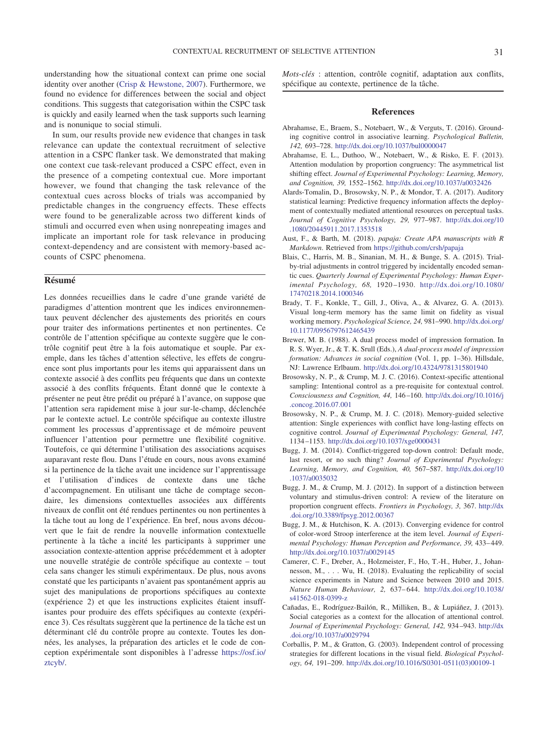understanding how the situational context can prime one social identity over another (Crisp & Hewstone, 2007). Furthermore, we found no evidence for differences between the social and object conditions. This suggests that categorisation within the CSPC task is quickly and easily learned when the task supports such learning and is nonunique to social stimuli.

In sum, our results provide new evidence that changes in task relevance can update the contextual recruitment of selective attention in a CSPC flanker task. We demonstrated that making one context cue task-relevant produced a CSPC effect, even in the presence of a competing contextual cue. More important however, we found that changing the task relevance of the contextual cues across blocks of trials was accompanied by predictable changes in the congruency effects. These effects were found to be generalizable across two different kinds of stimuli and occurred even when using nonrepeating images and implicate an important role for task relevance in producing context-dependency and are consistent with memory-based accounts of CSPC phenomena.

## Résumé

Les données recueillies dans le cadre d'une grande variété de paradigmes d'attention montrent que les indices environnementaux peuvent déclencher des ajustements des priorités en cours pour traiter des informations pertinentes et non pertinentes. Ce contrôle de l'attention spécifique au contexte suggère que le contrôle cognitif peut être à la fois automatique et souple. Par exemple, dans les tâches d'attention sélective, les effets de congruence sont plus importants pour les items qui apparaissent dans un contexte associé à des conflits peu fréquents que dans un contexte associé à des conflits fréquents. Étant donné que le contexte à présenter ne peut être prédit ou préparé à l'avance, on suppose que l'attention sera rapidement mise à jour sur-le-champ, déclenchée par le contexte actuel. Le contrôle spécifique au contexte illustre comment les processus d'apprentissage et de mémoire peuvent influencer l'attention pour permettre une flexibilité cognitive. Toutefois, ce qui détermine l'utilisation des associations acquises auparavant reste flou. Dans l'étude en cours, nous avons examiné si la pertinence de la tâche avait une incidence sur l'apprentissage et l'utilisation d'indices de contexte dans une tâche d'accompagnement. En utilisant une tâche de comptage secondaire, les dimensions contextuelles associées aux différents niveaux de conflit ont été rendues pertinentes ou non pertinentes à la tâche tout au long de l'expérience. En bref, nous avons découvert que le fait de rendre la nouvelle information contextuelle pertinente à la tâche a incité les participants à supprimer une association contexte-attention apprise précédemment et à adopter une nouvelle stratégie de contrôle spécifique au contexte – tout cela sans changer les stimuli expérimentaux. De plus, nous avons constaté que les participants n'avaient pas spontanément appris au sujet des manipulations de proportions spécifiques au contexte (expérience 2) et que les instructions explicites étaient insuffisantes pour produire des effets spécifiques au contexte (expérience 3). Ces résultats suggèrent que la pertinence de la tâche est un déterminant clé du contrôle propre au contexte. Toutes les données, les analyses, la préparation des articles et le code de conception expérimentale sont disponibles à l'adresse https://osf.io/ztcyb/.

*Mots-clés* : attention, contrôle cognitif, adaptation aux conflits, spécifique au contexte, pertinence de la tâche.

## References

Abrahamse, E., Braem, S., Notebaert, W., & Verguts, T. (2016). Grounding cognitive control in associative learning. *Psychological Bulletin, 142,* 693–728. http://dx.doi.org/10.1037/bul0000047

Abrahamse, E. L., Duthoo, W., Notebaert, W., & Risko, E. F. (2013). Attention modulation by proportion congruency: The asymmetrical list shifting effect. *Journal of Experimental Psychology: Learning, Memory, and Cognition, 39,* 1552–1562. http://dx.doi.org/10.1037/a0032426

Alards-Tomalin, D., Brosowsky, N. P., & Mondor, T. A. (2017). Auditory statistical learning: Predictive frequency information affects the deployment of contextually mediated attentional resources on perceptual tasks. *Journal of Cognitive Psychology, 29,* 977–987. http://dx.doi.org/10.1080/20445911.2017.1353518

Aust, F., & Barth, M. (2018). *papaja: Create APA manuscripts with R Markdown*. Retrieved from https://github.com/crsh/papaja

Blais, C., Harris, M. B., Sinanian, M. H., & Bunge, S. A. (2015). Trial-by-trial adjustments in control triggered by incidentally encoded semantic cues. *Quarterly Journal of Experimental Psychology: Human Experimental Psychology, 68,* 1920–1930. http://dx.doi.org/10.1080/17470218.2014.1000346

Brady, T. F., Konkle, T., Gill, J., Oliva, A., & Alvarez, G. A. (2013). Visual long-term memory has the same limit on fidelity as visual working memory. *Psychological Science, 24,* 981–990. http://dx.doi.org/10.1177/0956797612465439

Brewer, M. B. (1988). A dual process model of impression formation. In R. S. Wyer, Jr., & T. K. Srull (Eds.), *A dual-process model of impression formation: Advances in social cognition* (Vol. 1, pp. 1–36). Hillsdale, NJ: Lawrence Erlbaum. http://dx.doi.org/10.4324/9781315801940

Brosowsky, N. P., & Crump, M. J. C. (2016). Context-specific attentional sampling: Intentional control as a pre-requisite for contextual control. *Consciousness and Cognition, 44,* 146–160. http://dx.doi.org/10.1016/j.concog.2016.07.001

Brosowsky, N. P., & Crump, M. J. C. (2018). Memory-guided selective attention: Single experiences with conflict have long-lasting effects on cognitive control. *Journal of Experimental Psychology: General, 147,* 1134–1153. http://dx.doi.org/10.1037/xge0000431

Bugg, J. M. (2014). Conflict-triggered top-down control: Default mode, last resort, or no such thing? *Journal of Experimental Psychology: Learning, Memory, and Cognition, 40,* 567–587. http://dx.doi.org/10.1037/a0035032

Bugg, J. M., & Crump, M. J. (2012). In support of a distinction between voluntary and stimulus-driven control: A review of the literature on proportion congruent effects. *Frontiers in Psychology, 3,* 367. http://dx.doi.org/10.3389/fpsyg.2012.00367

Bugg, J. M., & Hutchison, K. A. (2013). Converging evidence for control of color-word Stroop interference at the item level. *Journal of Experimental Psychology: Human Perception and Performance, 39,* 433–449. http://dx.doi.org/10.1037/a0029145

Camerer, C. F., Dreber, A., Holzmeister, F., Ho, T.-H., Huber, J., Johannesson, M., . . . Wu, H. (2018). Evaluating the replicability of social science experiments in Nature and Science between 2010 and 2015. *Nature Human Behaviour, 2,* 637–644. http://dx.doi.org/10.1038/s41562-018-0399-z

Cañadas, E., Rodríguez-Bailón, R., Milliken, B., & Lupiáñez, J. (2013). Social categories as a context for the allocation of attentional control. *Journal of Experimental Psychology: General, 142,* 934–943. http://dx.doi.org/10.1037/a0029794

Corballis, P. M., & Gratton, G. (2003). Independent control of processing strategies for different locations in the visual field. *Biological Psychology, 64,* 191–209. http://dx.doi.org/10.1016/S0301-0511(03)00109-1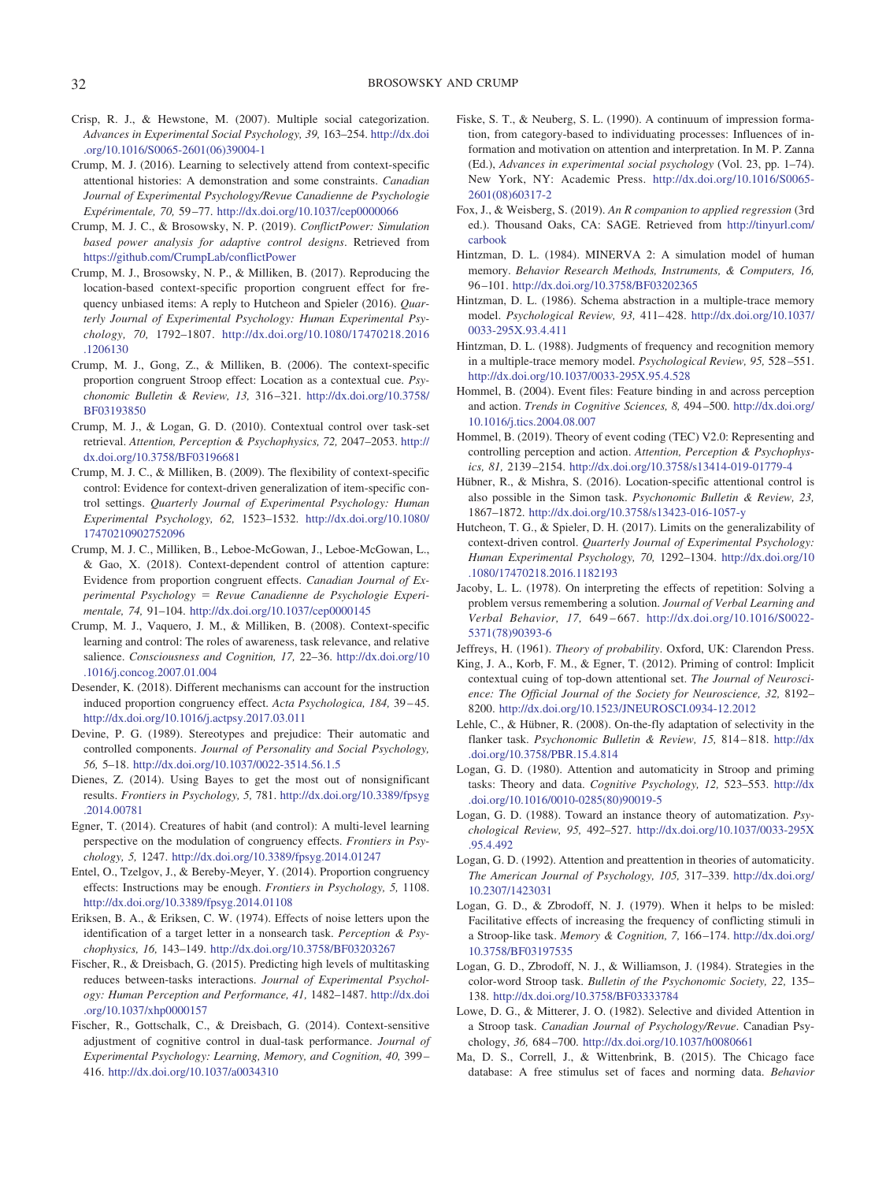Crisp, R. J., & Hewstone, M. (2007). Multiple social categorization. *Advances in Experimental Social Psychology, 39,* 163–254. http://dx.doi.org/10.1016/S0065-2601(06)39004-1

Crump, M. J. (2016). Learning to selectively attend from context-specific attentional histories: A demonstration and some constraints. *Canadian Journal of Experimental Psychology/Revue Canadienne de Psychologie Expérimentale, 70,* 59–77. http://dx.doi.org/10.1037/cep0000066

Crump, M. J. C., & Brosowsky, N. P. (2019). *ConflictPower: Simulation based power analysis for adaptive control designs*. Retrieved from https://github.com/CrumpLab/conflictPower

Crump, M. J., Brosowsky, N. P., & Milliken, B. (2017). Reproducing the location-based context-specific proportion congruent effect for frequency unbiased items: A reply to Hutcheon and Spieler (2016). *Quarterly Journal of Experimental Psychology: Human Experimental Psychology, 70,* 1792–1807. http://dx.doi.org/10.1080/17470218.2016.1206130

Crump, M. J., Gong, Z., & Milliken, B. (2006). The context-specific proportion congruent Stroop effect: Location as a contextual cue. *Psychonomic Bulletin & Review, 13,* 316–321. http://dx.doi.org/10.3758/BF03193850

Crump, M. J., & Logan, G. D. (2010). Contextual control over task-set retrieval. *Attention, Perception & Psychophysics, 72,* 2047–2053. http://dx.doi.org/10.3758/BF03196681

Crump, M. J. C., & Milliken, B. (2009). The flexibility of context-specific control: Evidence for context-driven generalization of item-specific control settings. *Quarterly Journal of Experimental Psychology: Human Experimental Psychology, 62,* 1523–1532. http://dx.doi.org/10.1080/17470210902752096

Crump, M. J. C., Milliken, B., Leboe-McGowan, J., Leboe-McGowan, L., & Gao, X. (2018). Context-dependent control of attention capture: Evidence from proportion congruent effects. *Canadian Journal of Experimental Psychology = Revue Canadienne de Psychologie Experimentale, 74,* 91–104. http://dx.doi.org/10.1037/cep0000145

Crump, M. J., Vaquero, J. M., & Milliken, B. (2008). Context-specific learning and control: The roles of awareness, task relevance, and relative salience. *Consciousness and Cognition, 17,* 22–36. http://dx.doi.org/10.1016/j.concog.2007.01.004

Desender, K. (2018). Different mechanisms can account for the instruction induced proportion congruency effect. *Acta Psychologica, 184,* 39–45. http://dx.doi.org/10.1016/j.actpsy.2017.03.011

Devine, P. G. (1989). Stereotypes and prejudice: Their automatic and controlled components. *Journal of Personality and Social Psychology, 56,* 5–18. http://dx.doi.org/10.1037/0022-3514.56.1.5

Dienes, Z. (2014). Using Bayes to get the most out of nonsignificant results. *Frontiers in Psychology, 5,* 781. http://dx.doi.org/10.3389/fpsyg.2014.00781

Egner, T. (2014). Creatures of habit (and control): A multi-level learning perspective on the modulation of congruency effects. *Frontiers in Psychology, 5,* 1247. http://dx.doi.org/10.3389/fpsyg.2014.01247

Entel, O., Tzelgov, J., & Bereby-Meyer, Y. (2014). Proportion congruency effects: Instructions may be enough. *Frontiers in Psychology, 5,* 1108. http://dx.doi.org/10.3389/fpsyg.2014.01108

Eriksen, B. A., & Eriksen, C. W. (1974). Effects of noise letters upon the identification of a target letter in a nonsearch task. *Perception & Psychophysics, 16,* 143–149. http://dx.doi.org/10.3758/BF03203267

Fischer, R., & Dreisbach, G. (2015). Predicting high levels of multitasking reduces between-tasks interactions. *Journal of Experimental Psychology: Human Perception and Performance, 41,* 1482–1487. http://dx.doi.org/10.1037/xhp0000157

Fischer, R., Gottschalk, C., & Dreisbach, G. (2014). Context-sensitive adjustment of cognitive control in dual-task performance. *Journal of Experimental Psychology: Learning, Memory, and Cognition, 40,* 399–416. http://dx.doi.org/10.1037/a0034310

Fiske, S. T., & Neuberg, S. L. (1990). A continuum of impression formation, from category-based to individuating processes: Influences of information and motivation on attention and interpretation. In M. P. Zanna (Ed.), *Advances in experimental social psychology* (Vol. 23, pp. 1–74). New York, NY: Academic Press. http://dx.doi.org/10.1016/S0065-2601(08)60317-2

Fox, J., & Weisberg, S. (2019). *An R companion to applied regression* (3rd ed.). Thousand Oaks, CA: SAGE. Retrieved from http://tinyurl.com/carbook

Hintzman, D. L. (1984). MINERVA 2: A simulation model of human memory. *Behavior Research Methods, Instruments, & Computers, 16,* 96–101. http://dx.doi.org/10.3758/BF03202365

Hintzman, D. L. (1986). Schema abstraction in a multiple-trace memory model. *Psychological Review, 93,* 411–428. http://dx.doi.org/10.1037/0033-295X.93.4.411

Hintzman, D. L. (1988). Judgments of frequency and recognition memory in a multiple-trace memory model. *Psychological Review, 95,* 528–551. http://dx.doi.org/10.1037/0033-295X.95.4.528

Hommel, B. (2004). Event files: Feature binding in and across perception and action. *Trends in Cognitive Sciences, 8,* 494–500. http://dx.doi.org/10.1016/j.tics.2004.08.007

Hommel, B. (2019). Theory of event coding (TEC) V2.0: Representing and controlling perception and action. *Attention, Perception & Psychophysics, 81,* 2139–2154. http://dx.doi.org/10.3758/s13414-019-01779-4

Hübner, R., & Mishra, S. (2016). Location-specific attentional control is also possible in the Simon task. *Psychonomic Bulletin & Review, 23,* 1867–1872. http://dx.doi.org/10.3758/s13423-016-1057-y

Hutcheon, T. G., & Spieler, D. H. (2017). Limits on the generalizability of context-driven control. *Quarterly Journal of Experimental Psychology: Human Experimental Psychology, 70,* 1292–1304. http://dx.doi.org/10.1080/17470218.2016.1182193

Jacoby, L. L. (1978). On interpreting the effects of repetition: Solving a problem versus remembering a solution. *Journal of Verbal Learning and Verbal Behavior, 17,* 649–667. http://dx.doi.org/10.1016/S0022-5371(78)90393-6

Jeffreys, H. (1961). *Theory of probability*. Oxford, UK: Clarendon Press.

King, J. A., Korb, F. M., & Egner, T. (2012). Priming of control: Implicit contextual cuing of top-down attentional set. *The Journal of Neuroscience: The Official Journal of the Society for Neuroscience, 32,* 8192–8200. http://dx.doi.org/10.1523/JNEUROSCI.0934-12.2012

Lehle, C., & Hübner, R. (2008). On-the-fly adaptation of selectivity in the flanker task. *Psychonomic Bulletin & Review, 15,* 814–818. http://dx.doi.org/10.3758/PBR.15.4.814

Logan, G. D. (1980). Attention and automaticity in Stroop and priming tasks: Theory and data. *Cognitive Psychology, 12,* 523–553. http://dx.doi.org/10.1016/0010-0285(80)90019-5

Logan, G. D. (1988). Toward an instance theory of automatization. *Psychological Review, 95,* 492–527. http://dx.doi.org/10.1037/0033-295X.95.4.492

Logan, G. D. (1992). Attention and preattention in theories of automaticity. *The American Journal of Psychology, 105,* 317–339. http://dx.doi.org/10.2307/1423031

Logan, G. D., & Zbrodoff, N. J. (1979). When it helps to be misled: Facilitative effects of increasing the frequency of conflicting stimuli in a Stroop-like task. *Memory & Cognition, 7,* 166–174. http://dx.doi.org/10.3758/BF03197535

Logan, G. D., Zbrodoff, N. J., & Williamson, J. (1984). Strategies in the color-word Stroop task. *Bulletin of the Psychonomic Society, 22,* 135–138. http://dx.doi.org/10.3758/BF03333784

Lowe, D. G., & Mitterer, J. O. (1982). Selective and divided Attention in a Stroop task. *Canadian Journal of Psychology/Revue*. Canadian Psychology, *36,* 684–700. http://dx.doi.org/10.1037/h0080661

Ma, D. S., Correll, J., & Wittenbrink, B. (2015). The Chicago face database: A free stimulus set of faces and norming data. *Behavior*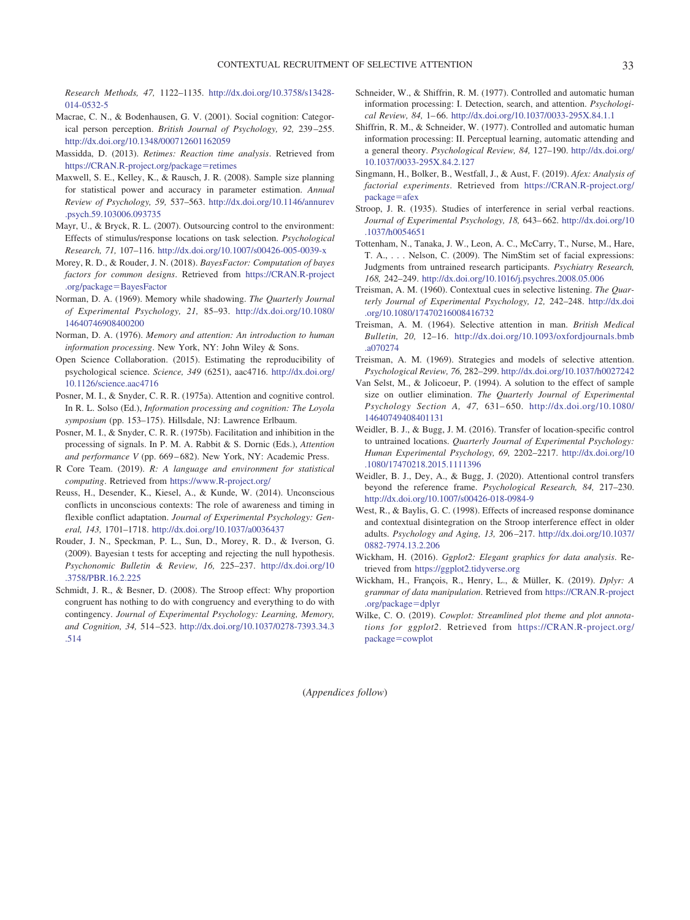*Research Methods, 47,* 1122–1135. http://dx.doi.org/10.3758/s13428-014-0532-5

Macrae, C. N., & Bodenhausen, G. V. (2001). Social cognition: Categorical person perception. *British Journal of Psychology, 92,* 239–255. http://dx.doi.org/10.1348/000712601162059

Massidda, D. (2013). *Retimes: Reaction time analysis*. Retrieved from https://CRAN.R-project.org/package=retimes

Maxwell, S. E., Kelley, K., & Rausch, J. R. (2008). Sample size planning for statistical power and accuracy in parameter estimation. *Annual Review of Psychology, 59,* 537–563. http://dx.doi.org/10.1146/annurev.psych.59.103006.093735

Mayr, U., & Bryck, R. L. (2007). Outsourcing control to the environment: Effects of stimulus/response locations on task selection. *Psychological Research, 71,* 107–116. http://dx.doi.org/10.1007/s00426-005-0039-x

Morey, R. D., & Rouder, J. N. (2018). *BayesFactor: Computation of bayes factors for common designs*. Retrieved from https://CRAN.R-project.org/package=BayesFactor

Norman, D. A. (1969). Memory while shadowing. *The Quarterly Journal of Experimental Psychology, 21,* 85–93. http://dx.doi.org/10.1080/14640746908400200

Norman, D. A. (1976). *Memory and attention: An introduction to human information processing*. New York, NY: John Wiley & Sons.

Open Science Collaboration. (2015). Estimating the reproducibility of psychological science. *Science, 349* (6251), aac4716. http://dx.doi.org/10.1126/science.aac4716

Posner, M. I., & Snyder, C. R. R. (1975a). Attention and cognitive control. In R. L. Solso (Ed.), *Information processing and cognition: The Loyola symposium* (pp. 153–175). Hillsdale, NJ: Lawrence Erlbaum.

Posner, M. I., & Snyder, C. R. R. (1975b). Facilitation and inhibition in the processing of signals. In P. M. A. Rabbit & S. Dornic (Eds.), *Attention and performance V* (pp. 669–682). New York, NY: Academic Press.

R Core Team. (2019). *R: A language and environment for statistical computing*. Retrieved from https://www.R-project.org/

Reuss, H., Desender, K., Kiesel, A., & Kunde, W. (2014). Unconscious conflicts in unconscious contexts: The role of awareness and timing in flexible conflict adaptation. *Journal of Experimental Psychology: General, 143,* 1701–1718. http://dx.doi.org/10.1037/a0036437

Rouder, J. N., Speckman, P. L., Sun, D., Morey, R. D., & Iverson, G. (2009). Bayesian t tests for accepting and rejecting the null hypothesis. *Psychonomic Bulletin & Review, 16,* 225–237. http://dx.doi.org/10.3758/PBR.16.2.225

Schmidt, J. R., & Besner, D. (2008). The Stroop effect: Why proportion congruent has nothing to do with congruency and everything to do with contingency. *Journal of Experimental Psychology: Learning, Memory, and Cognition, 34,* 514–523. http://dx.doi.org/10.1037/0278-7393.34.3.514

Schneider, W., & Shiffrin, R. M. (1977). Controlled and automatic human information processing: I. Detection, search, and attention. *Psychological Review, 84,* 1–66. http://dx.doi.org/10.1037/0033-295X.84.1.1

Shiffrin, R. M., & Schneider, W. (1977). Controlled and automatic human information processing: II. Perceptual learning, automatic attending and a general theory. *Psychological Review, 84,* 127–190. http://dx.doi.org/10.1037/0033-295X.84.2.127

Singmann, H., Bolker, B., Westfall, J., & Aust, F. (2019). *Afex: Analysis of factorial experiments*. Retrieved from https://CRAN.R-project.org/package=afex

Stroop, J. R. (1935). Studies of interference in serial verbal reactions. *Journal of Experimental Psychology, 18,* 643–662. http://dx.doi.org/10.1037/h0054651

Tottenham, N., Tanaka, J. W., Leon, A. C., McCarry, T., Nurse, M., Hare, T. A., . . . Nelson, C. (2009). The NimStim set of facial expressions: Judgments from untrained research participants. *Psychiatry Research, 168,* 242–249. http://dx.doi.org/10.1016/j.psychres.2008.05.006

Treisman, A. M. (1960). Contextual cues in selective listening. *The Quarterly Journal of Experimental Psychology, 12,* 242–248. http://dx.doi.org/10.1080/17470216008416732

Treisman, A. M. (1964). Selective attention in man. *British Medical Bulletin, 20,* 12–16. http://dx.doi.org/10.1093/oxfordjournals.bmb.a070274

Treisman, A. M. (1969). Strategies and models of selective attention. *Psychological Review, 76,* 282–299. http://dx.doi.org/10.1037/h0027242

Van Selst, M., & Jolicoeur, P. (1994). A solution to the effect of sample size on outlier elimination. *The Quarterly Journal of Experimental Psychology Section A, 47,* 631–650. http://dx.doi.org/10.1080/14640749408401131

Weidler, B. J., & Bugg, J. M. (2016). Transfer of location-specific control to untrained locations. *Quarterly Journal of Experimental Psychology: Human Experimental Psychology, 69,* 2202–2217. http://dx.doi.org/10.1080/17470218.2015.1111396

Weidler, B. J., Dey, A., & Bugg, J. (2020). Attentional control transfers beyond the reference frame. *Psychological Research, 84,* 217–230. http://dx.doi.org/10.1007/s00426-018-0984-9

West, R., & Baylis, G. C. (1998). Effects of increased response dominance and contextual disintegration on the Stroop interference effect in older adults. *Psychology and Aging, 13,* 206–217. http://dx.doi.org/10.1037/0882-7974.13.2.206

Wickham, H. (2016). *Ggplot2: Elegant graphics for data analysis*. Retrieved from https://ggplot2.tidyverse.org

Wickham, H., François, R., Henry, L., & Müller, K. (2019). *Dplyr: A grammar of data manipulation*. Retrieved from https://CRAN.R-project.org/package=dplyr

Wilke, C. O. (2019). *Cowplot: Streamlined plot theme and plot annotations for ggplot2*. Retrieved from https://CRAN.R-project.org/package=cowplot

(*Appendices follow*)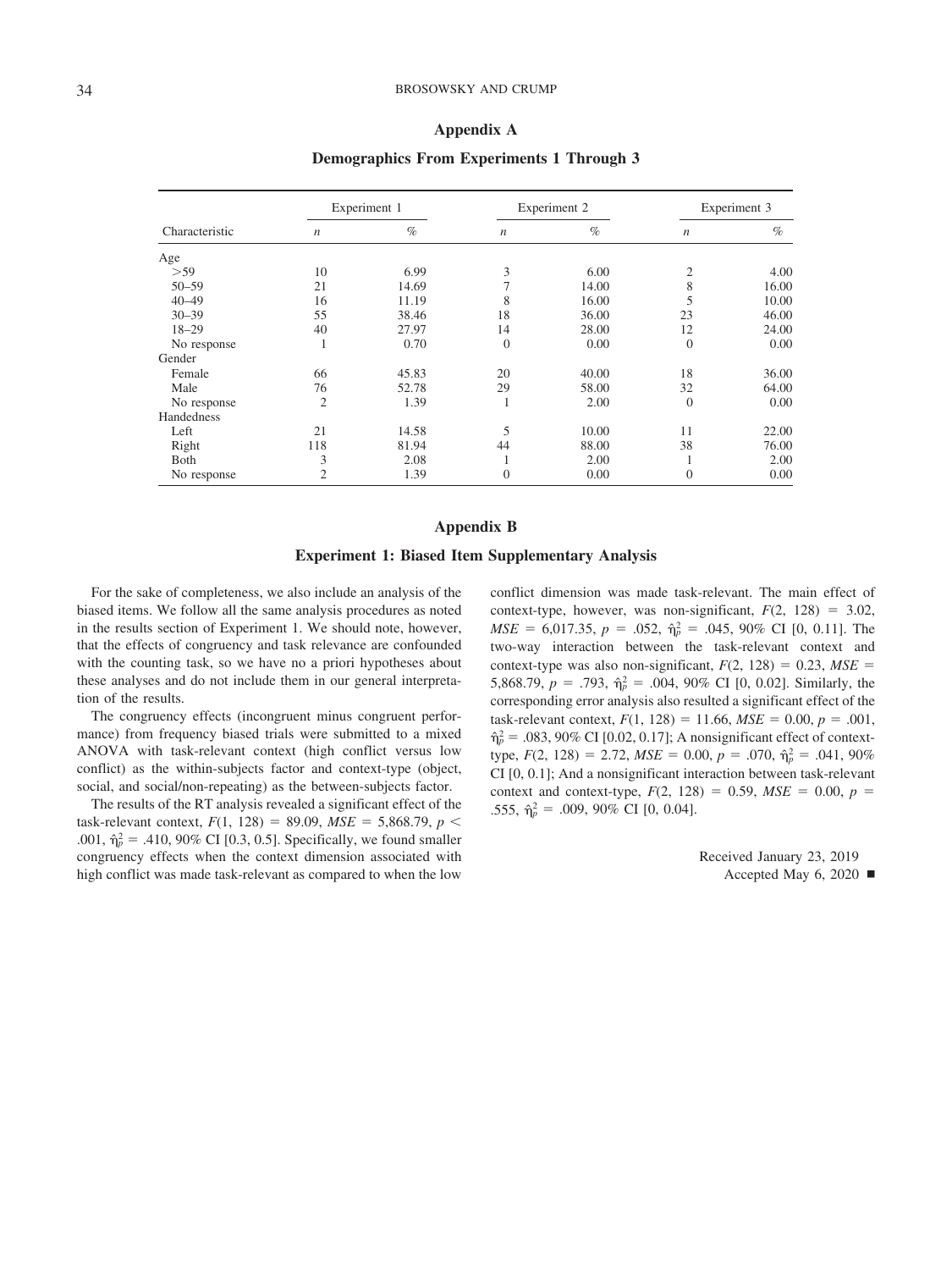## Appendix A

### Demographics From Experiments 1 Through 3

| Characteristic | Experiment 1 | | Experiment 2 | | Experiment 3 | |
|---|---|---|---|---|---|---|
| | *n* | % | *n* | % | *n* | % |
| Age | | | | | | |
| >59 | 10 | 6.99 | 3 | 6.00 | 2 | 4.00 |
| 50–59 | 21 | 14.69 | 7 | 14.00 | 8 | 16.00 |
| 40–49 | 16 | 11.19 | 8 | 16.00 | 5 | 10.00 |
| 30–39 | 55 | 38.46 | 18 | 36.00 | 23 | 46.00 |
| 18–29 | 40 | 27.97 | 14 | 28.00 | 12 | 24.00 |
| No response | 1 | 0.70 | 0 | 0.00 | 0 | 0.00 |
| Gender | | | | | | |
| Female | 66 | 45.83 | 20 | 40.00 | 18 | 36.00 |
| Male | 76 | 52.78 | 29 | 58.00 | 32 | 64.00 |
| No response | 2 | 1.39 | 1 | 2.00 | 0 | 0.00 |
| Handedness | | | | | | |
| Left | 21 | 14.58 | 5 | 10.00 | 11 | 22.00 |
| Right | 118 | 81.94 | 44 | 88.00 | 38 | 76.00 |
| Both | 3 | 2.08 | 1 | 2.00 | 1 | 2.00 |
| No response | 2 | 1.39 | 0 | 0.00 | 0 | 0.00 |

## Appendix B

### Experiment 1: Biased Item Supplementary Analysis

For the sake of completeness, we also include an analysis of the biased items. We follow all the same analysis procedures as noted in the results section of Experiment 1. We should note, however, that the effects of congruency and task relevance are confounded with the counting task, so we have no a priori hypotheses about these analyses and do not include them in our general interpretation of the results.

The congruency effects (incongruent minus congruent performance) from frequency biased trials were submitted to a mixed ANOVA with task-relevant context (high conflict versus low conflict) as the within-subjects factor and context-type (object, social, and social/non-repeating) as the between-subjects factor.

The results of the RT analysis revealed a significant effect of the task-relevant context, $F(1, 128) = 89.09$, $MSE = 5{,}868.79$, $p < .001$, $\hat{\eta}_p^2 = .410$, 90% CI [0.3, 0.5]. Specifically, we found smaller congruency effects when the context dimension associated with high conflict was made task-relevant as compared to when the low conflict dimension was made task-relevant. The main effect of context-type, however, was non-significant, $F(2, 128) = 3.02$, $MSE = 6{,}017.35$, $p = .052$, $\hat{\eta}_p^2 = .045$, 90% CI [0, 0.11]. The two-way interaction between the task-relevant context and context-type was also non-significant, $F(2, 128) = 0.23$, $MSE = 5{,}868.79$, $p = .793$, $\hat{\eta}_p^2 = .004$, 90% CI [0, 0.02]. Similarly, the corresponding error analysis also resulted a significant effect of the task-relevant context, $F(1, 128) = 11.66$, $MSE = 0.00$, $p = .001$, $\hat{\eta}_p^2 = .083$, 90% CI [0.02, 0.17]; A nonsignificant effect of context-type, $F(2, 128) = 2.72$, $MSE = 0.00$, $p = .070$, $\hat{\eta}_p^2 = .041$, 90% CI [0, 0.1]; And a nonsignificant interaction between task-relevant context and context-type, $F(2, 128) = 0.59$, $MSE = 0.00$, $p = .555$, $\hat{\eta}_p^2 = .009$, 90% CI [0, 0.04].

Received January 23, 2019
Accepted May 6, 2020 ■